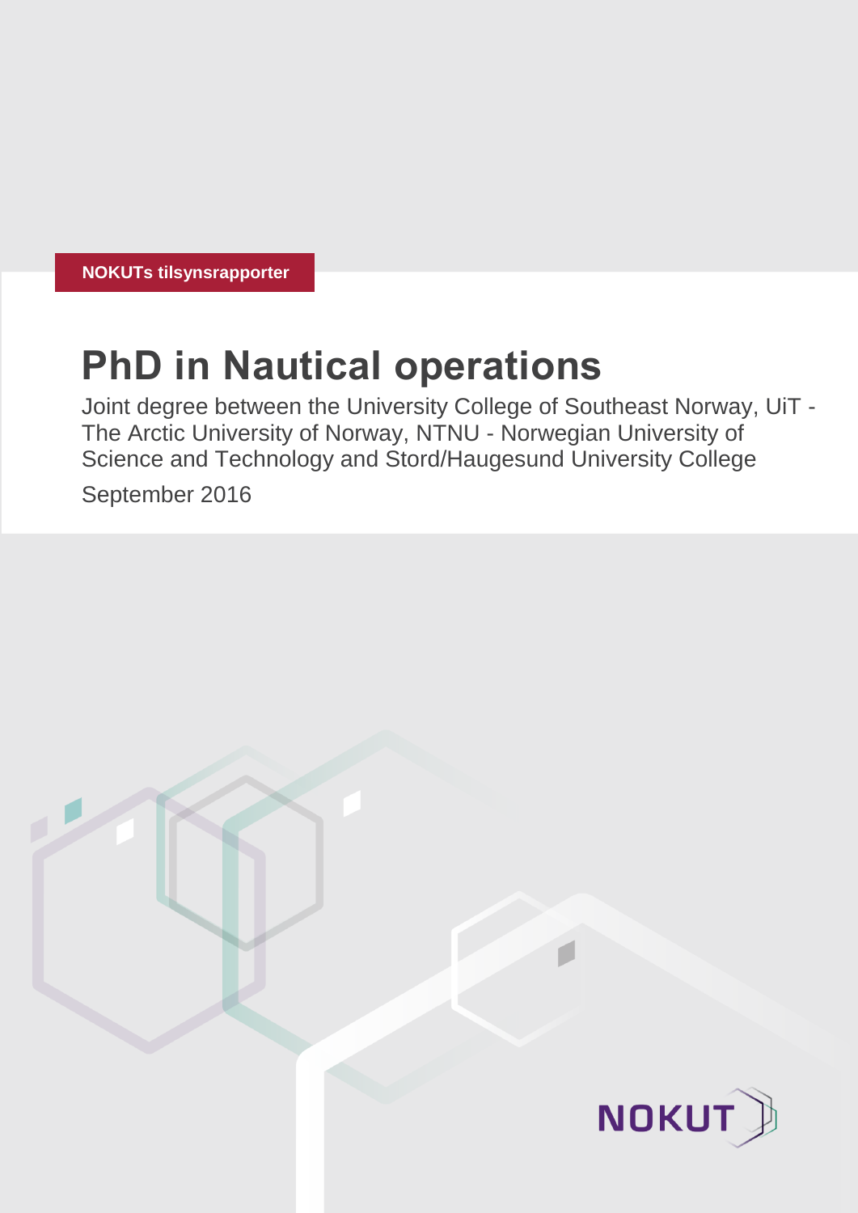NOKUTs tilsynsrapporter

# PhD in Nautical operations

Joint degree between the University College of Southeast Norway, UiT - The Arctic University of Norway, NTNU - Norwegian University of Science and Technology and Stord/Haugesund University College

September 2016

NOKUT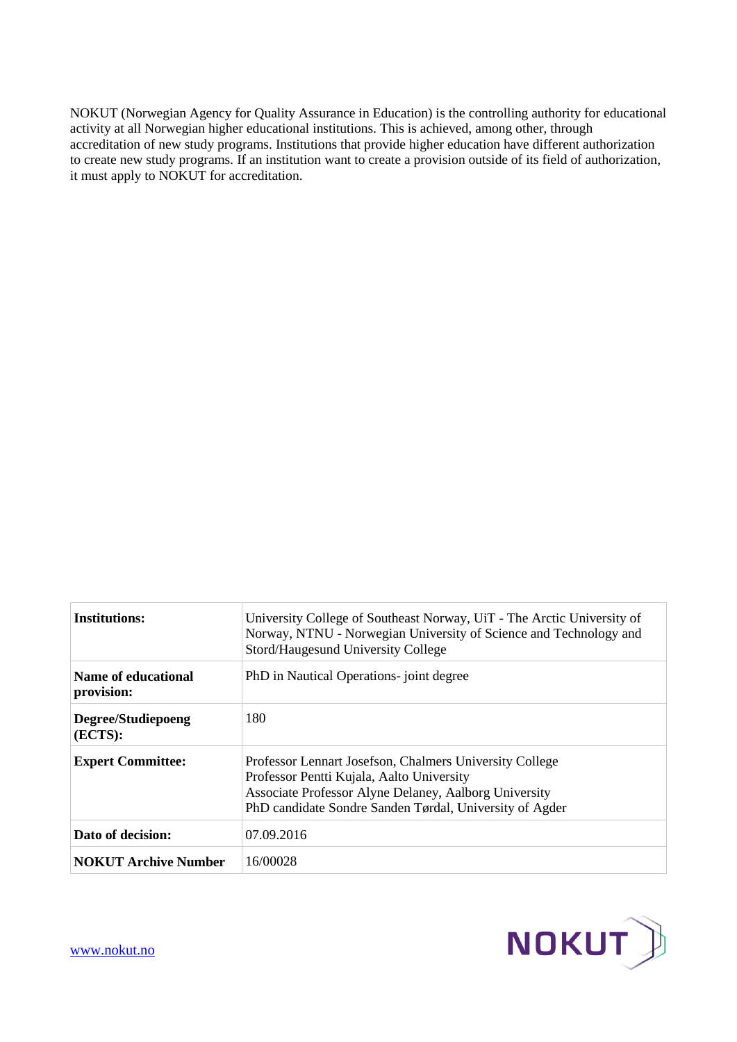NOKUT (Norwegian Agency for Quality Assurance in Education) is the controlling authority for educational activity at all Norwegian higher educational institutions. This is achieved, among other, through accreditation of new study programs. Institutions that provide higher education have different authorization to create new study programs. If an institution want to create a provision outside of its field of authorization, it must apply to NOKUT for accreditation.

| | |
|---|---|
| **Institutions:** | University College of Southeast Norway, UiT - The Arctic University of Norway, NTNU - Norwegian University of Science and Technology and Stord/Haugesund University College |
| **Name of educational provision:** | PhD in Nautical Operations- joint degree |
| **Degree/Studiepoeng (ECTS):** | 180 |
| **Expert Committee:** | Professor Lennart Josefson, Chalmers University College<br>Professor Pentti Kujala, Aalto University<br>Associate Professor Alyne Delaney, Aalborg University<br>PhD candidate Sondre Sanden Tørdal, University of Agder |
| **Dato of decision:** | 07.09.2016 |
| **NOKUT Archive Number** | 16/00028 |

www.nokut.no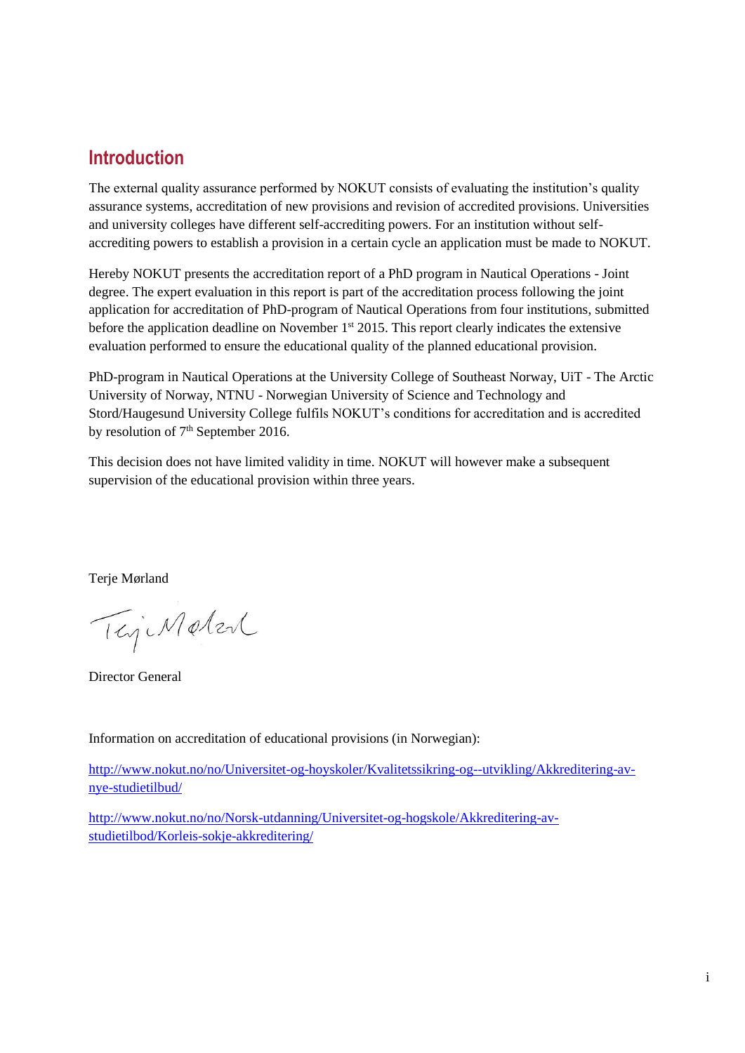## Introduction

The external quality assurance performed by NOKUT consists of evaluating the institution's quality assurance systems, accreditation of new provisions and revision of accredited provisions. Universities and university colleges have different self-accrediting powers. For an institution without self-accrediting powers to establish a provision in a certain cycle an application must be made to NOKUT.

Hereby NOKUT presents the accreditation report of a PhD program in Nautical Operations - Joint degree. The expert evaluation in this report is part of the accreditation process following the joint application for accreditation of PhD-program of Nautical Operations from four institutions, submitted before the application deadline on November 1st 2015. This report clearly indicates the extensive evaluation performed to ensure the educational quality of the planned educational provision.

PhD-program in Nautical Operations at the University College of Southeast Norway, UiT - The Arctic University of Norway, NTNU - Norwegian University of Science and Technology and Stord/Haugesund University College fulfils NOKUT's conditions for accreditation and is accredited by resolution of 7th September 2016.

This decision does not have limited validity in time. NOKUT will however make a subsequent supervision of the educational provision within three years.

Terje Mørland

Director General

Information on accreditation of educational provisions (in Norwegian):

http://www.nokut.no/no/Universitet-og-hoyskoler/Kvalitetssikring-og--utvikling/Akkreditering-av-nye-studietilbud/

http://www.nokut.no/no/Norsk-utdanning/Universitet-og-hogskole/Akkreditering-av-studietilbod/Korleis-sokje-akkreditering/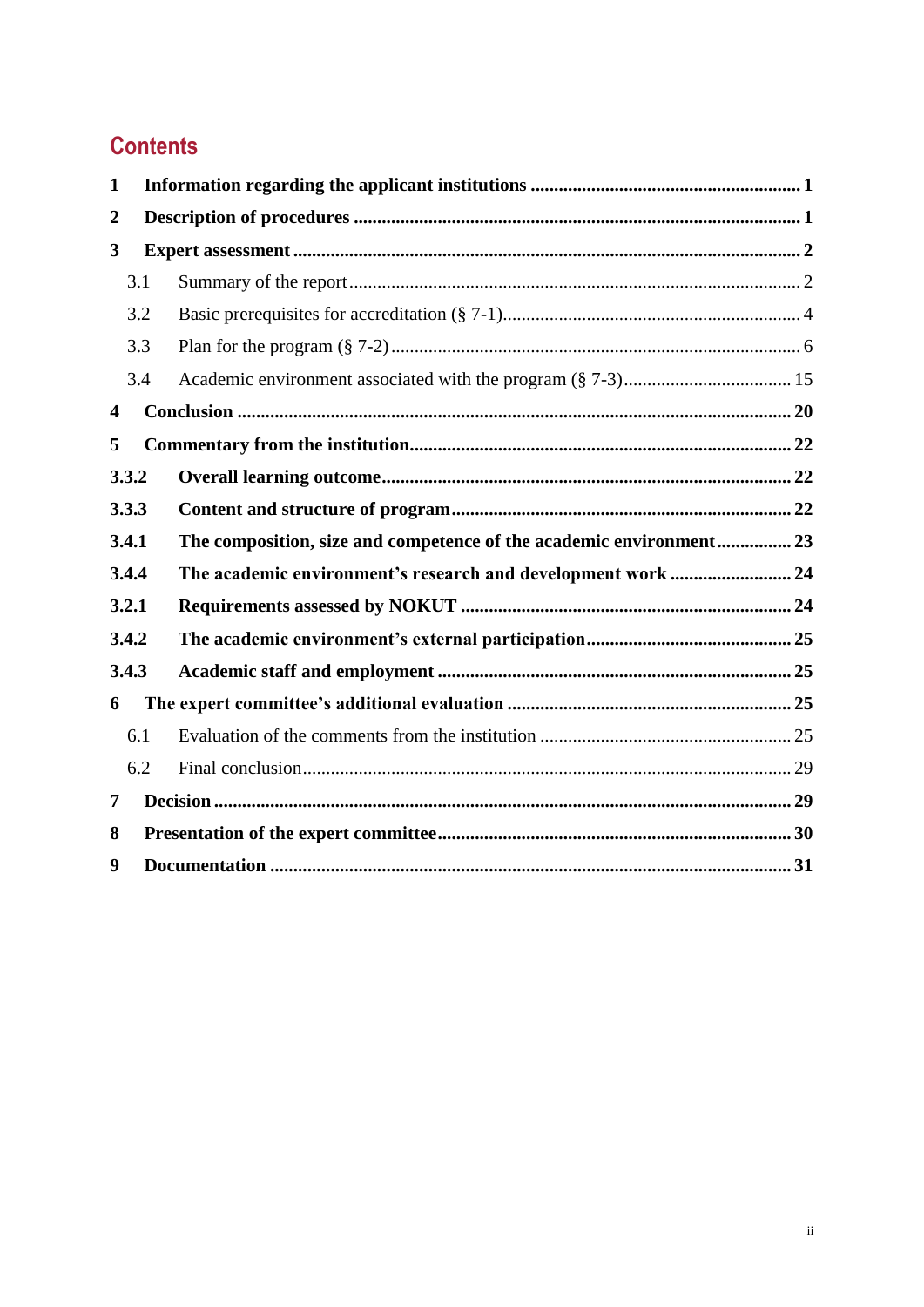# Contents

**1 Information regarding the applicant institutions ... 1**

**2 Description of procedures ... 1**

**3 Expert assessment ... 2**

- 3.1 Summary of the report ... 2
- 3.2 Basic prerequisites for accreditation (§ 7-1) ... 4
- 3.3 Plan for the program (§ 7-2) ... 6
- 3.4 Academic environment associated with the program (§ 7-3) ... 15

**4 Conclusion ... 20**

**5 Commentary from the institution ... 22**

**3.3.2 Overall learning outcome ... 22**

**3.3.3 Content and structure of program ... 22**

**3.4.1 The composition, size and competence of the academic environment ... 23**

**3.4.4 The academic environment's research and development work ... 24**

**3.2.1 Requirements assessed by NOKUT ... 24**

**3.4.2 The academic environment's external participation ... 25**

**3.4.3 Academic staff and employment ... 25**

**6 The expert committee's additional evaluation ... 25**

- 6.1 Evaluation of the comments from the institution ... 25
- 6.2 Final conclusion ... 29

**7 Decision ... 29**

**8 Presentation of the expert committee ... 30**

**9 Documentation ... 31**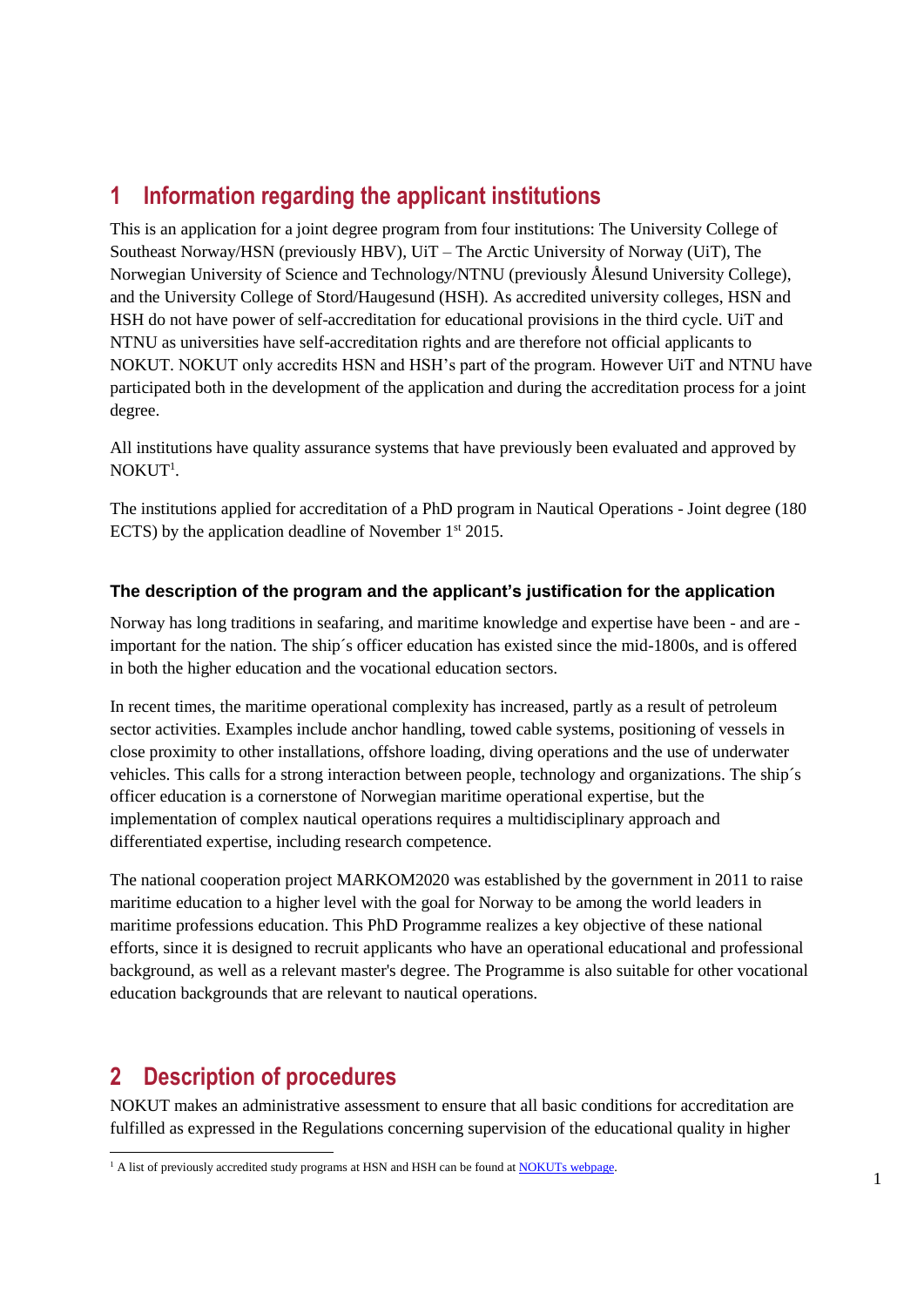# 1 Information regarding the applicant institutions

This is an application for a joint degree program from four institutions: The University College of Southeast Norway/HSN (previously HBV), UiT – The Arctic University of Norway (UiT), The Norwegian University of Science and Technology/NTNU (previously Ålesund University College), and the University College of Stord/Haugesund (HSH). As accredited university colleges, HSN and HSH do not have power of self-accreditation for educational provisions in the third cycle. UiT and NTNU as universities have self-accreditation rights and are therefore not official applicants to NOKUT. NOKUT only accredits HSN and HSH's part of the program. However UiT and NTNU have participated both in the development of the application and during the accreditation process for a joint degree.

All institutions have quality assurance systems that have previously been evaluated and approved by NOKUT[1].

The institutions applied for accreditation of a PhD program in Nautical Operations - Joint degree (180 ECTS) by the application deadline of November 1st 2015.

### The description of the program and the applicant's justification for the application

Norway has long traditions in seafaring, and maritime knowledge and expertise have been - and are - important for the nation. The ship´s officer education has existed since the mid-1800s, and is offered in both the higher education and the vocational education sectors.

In recent times, the maritime operational complexity has increased, partly as a result of petroleum sector activities. Examples include anchor handling, towed cable systems, positioning of vessels in close proximity to other installations, offshore loading, diving operations and the use of underwater vehicles. This calls for a strong interaction between people, technology and organizations. The ship´s officer education is a cornerstone of Norwegian maritime operational expertise, but the implementation of complex nautical operations requires a multidisciplinary approach and differentiated expertise, including research competence.

The national cooperation project MARKOM2020 was established by the government in 2011 to raise maritime education to a higher level with the goal for Norway to be among the world leaders in maritime professions education. This PhD Programme realizes a key objective of these national efforts, since it is designed to recruit applicants who have an operational educational and professional background, as well as a relevant master's degree. The Programme is also suitable for other vocational education backgrounds that are relevant to nautical operations.

# 2 Description of procedures

NOKUT makes an administrative assessment to ensure that all basic conditions for accreditation are fulfilled as expressed in the Regulations concerning supervision of the educational quality in higher

[1] A list of previously accredited study programs at HSN and HSH can be found at NOKUTs webpage.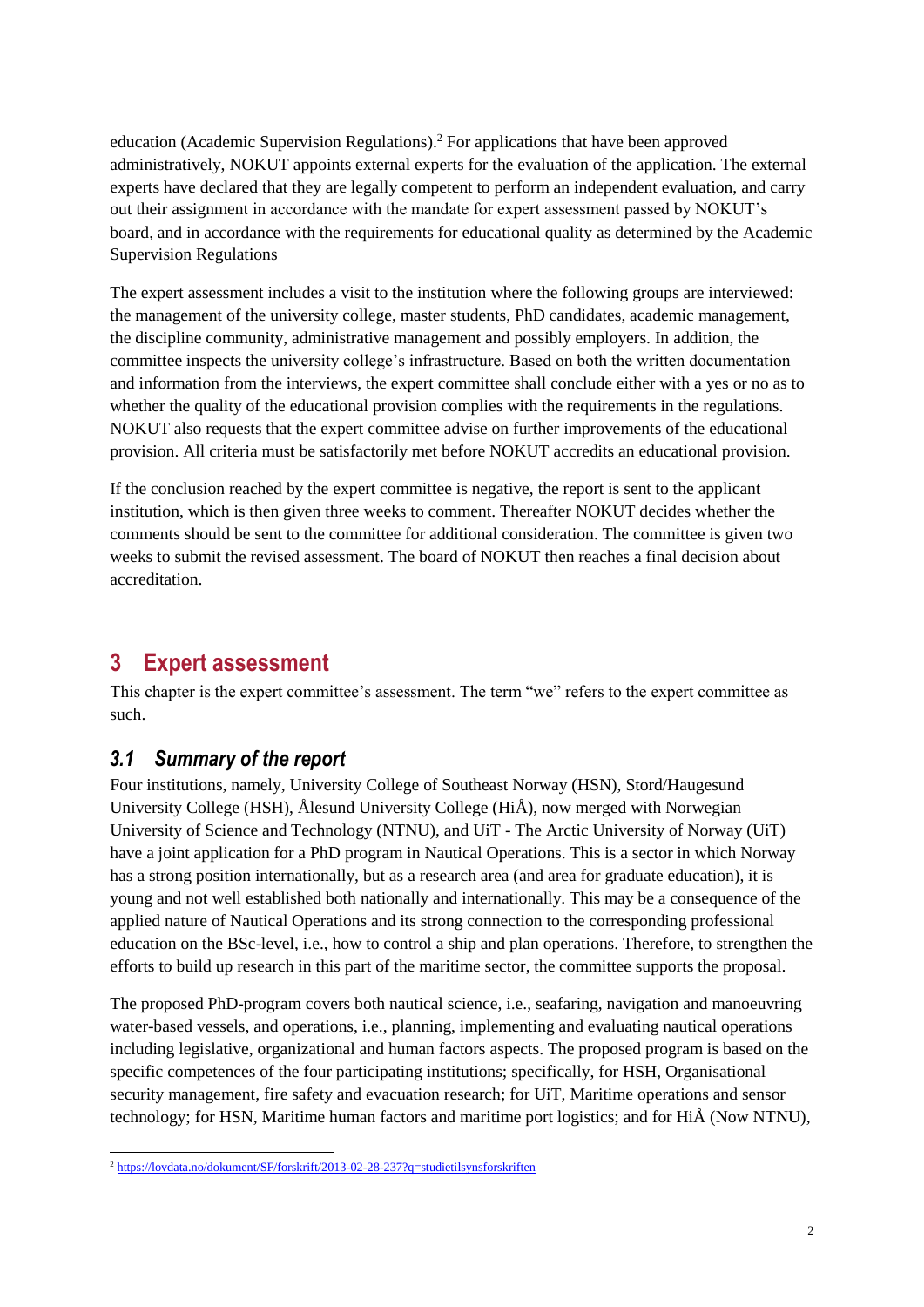education (Academic Supervision Regulations).[2] For applications that have been approved administratively, NOKUT appoints external experts for the evaluation of the application. The external experts have declared that they are legally competent to perform an independent evaluation, and carry out their assignment in accordance with the mandate for expert assessment passed by NOKUT's board, and in accordance with the requirements for educational quality as determined by the Academic Supervision Regulations

The expert assessment includes a visit to the institution where the following groups are interviewed: the management of the university college, master students, PhD candidates, academic management, the discipline community, administrative management and possibly employers. In addition, the committee inspects the university college's infrastructure. Based on both the written documentation and information from the interviews, the expert committee shall conclude either with a yes or no as to whether the quality of the educational provision complies with the requirements in the regulations. NOKUT also requests that the expert committee advise on further improvements of the educational provision. All criteria must be satisfactorily met before NOKUT accredits an educational provision.

If the conclusion reached by the expert committee is negative, the report is sent to the applicant institution, which is then given three weeks to comment. Thereafter NOKUT decides whether the comments should be sent to the committee for additional consideration. The committee is given two weeks to submit the revised assessment. The board of NOKUT then reaches a final decision about accreditation.

# 3 Expert assessment

This chapter is the expert committee's assessment. The term "we" refers to the expert committee as such.

## *3.1 Summary of the report*

Four institutions, namely, University College of Southeast Norway (HSN), Stord/Haugesund University College (HSH), Ålesund University College (HiÅ), now merged with Norwegian University of Science and Technology (NTNU), and UiT - The Arctic University of Norway (UiT) have a joint application for a PhD program in Nautical Operations. This is a sector in which Norway has a strong position internationally, but as a research area (and area for graduate education), it is young and not well established both nationally and internationally. This may be a consequence of the applied nature of Nautical Operations and its strong connection to the corresponding professional education on the BSc-level, i.e., how to control a ship and plan operations. Therefore, to strengthen the efforts to build up research in this part of the maritime sector, the committee supports the proposal.

The proposed PhD-program covers both nautical science, i.e., seafaring, navigation and manoeuvring water-based vessels, and operations, i.e., planning, implementing and evaluating nautical operations including legislative, organizational and human factors aspects. The proposed program is based on the specific competences of the four participating institutions; specifically, for HSH, Organisational security management, fire safety and evacuation research; for UiT, Maritime operations and sensor technology; for HSN, Maritime human factors and maritime port logistics; and for HiÅ (Now NTNU),

[2] https://lovdata.no/dokument/SF/forskrift/2013-02-28-237?q=studietilsynsforskriften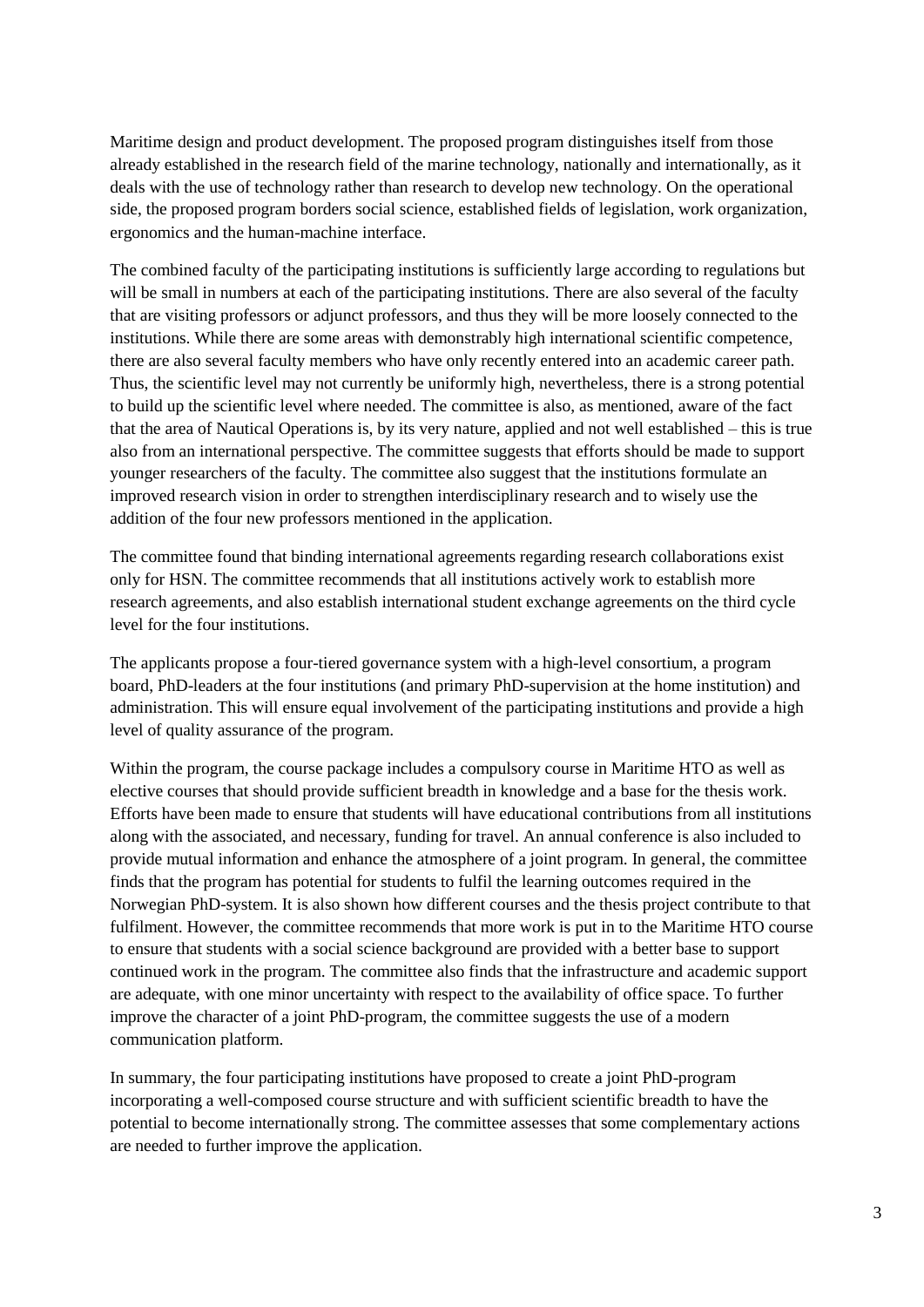Maritime design and product development. The proposed program distinguishes itself from those already established in the research field of the marine technology, nationally and internationally, as it deals with the use of technology rather than research to develop new technology. On the operational side, the proposed program borders social science, established fields of legislation, work organization, ergonomics and the human-machine interface.

The combined faculty of the participating institutions is sufficiently large according to regulations but will be small in numbers at each of the participating institutions. There are also several of the faculty that are visiting professors or adjunct professors, and thus they will be more loosely connected to the institutions. While there are some areas with demonstrably high international scientific competence, there are also several faculty members who have only recently entered into an academic career path. Thus, the scientific level may not currently be uniformly high, nevertheless, there is a strong potential to build up the scientific level where needed. The committee is also, as mentioned, aware of the fact that the area of Nautical Operations is, by its very nature, applied and not well established – this is true also from an international perspective. The committee suggests that efforts should be made to support younger researchers of the faculty. The committee also suggest that the institutions formulate an improved research vision in order to strengthen interdisciplinary research and to wisely use the addition of the four new professors mentioned in the application.

The committee found that binding international agreements regarding research collaborations exist only for HSN. The committee recommends that all institutions actively work to establish more research agreements, and also establish international student exchange agreements on the third cycle level for the four institutions.

The applicants propose a four-tiered governance system with a high-level consortium, a program board, PhD-leaders at the four institutions (and primary PhD-supervision at the home institution) and administration. This will ensure equal involvement of the participating institutions and provide a high level of quality assurance of the program.

Within the program, the course package includes a compulsory course in Maritime HTO as well as elective courses that should provide sufficient breadth in knowledge and a base for the thesis work. Efforts have been made to ensure that students will have educational contributions from all institutions along with the associated, and necessary, funding for travel. An annual conference is also included to provide mutual information and enhance the atmosphere of a joint program. In general, the committee finds that the program has potential for students to fulfil the learning outcomes required in the Norwegian PhD-system. It is also shown how different courses and the thesis project contribute to that fulfilment. However, the committee recommends that more work is put in to the Maritime HTO course to ensure that students with a social science background are provided with a better base to support continued work in the program. The committee also finds that the infrastructure and academic support are adequate, with one minor uncertainty with respect to the availability of office space. To further improve the character of a joint PhD-program, the committee suggests the use of a modern communication platform.

In summary, the four participating institutions have proposed to create a joint PhD-program incorporating a well-composed course structure and with sufficient scientific breadth to have the potential to become internationally strong. The committee assesses that some complementary actions are needed to further improve the application.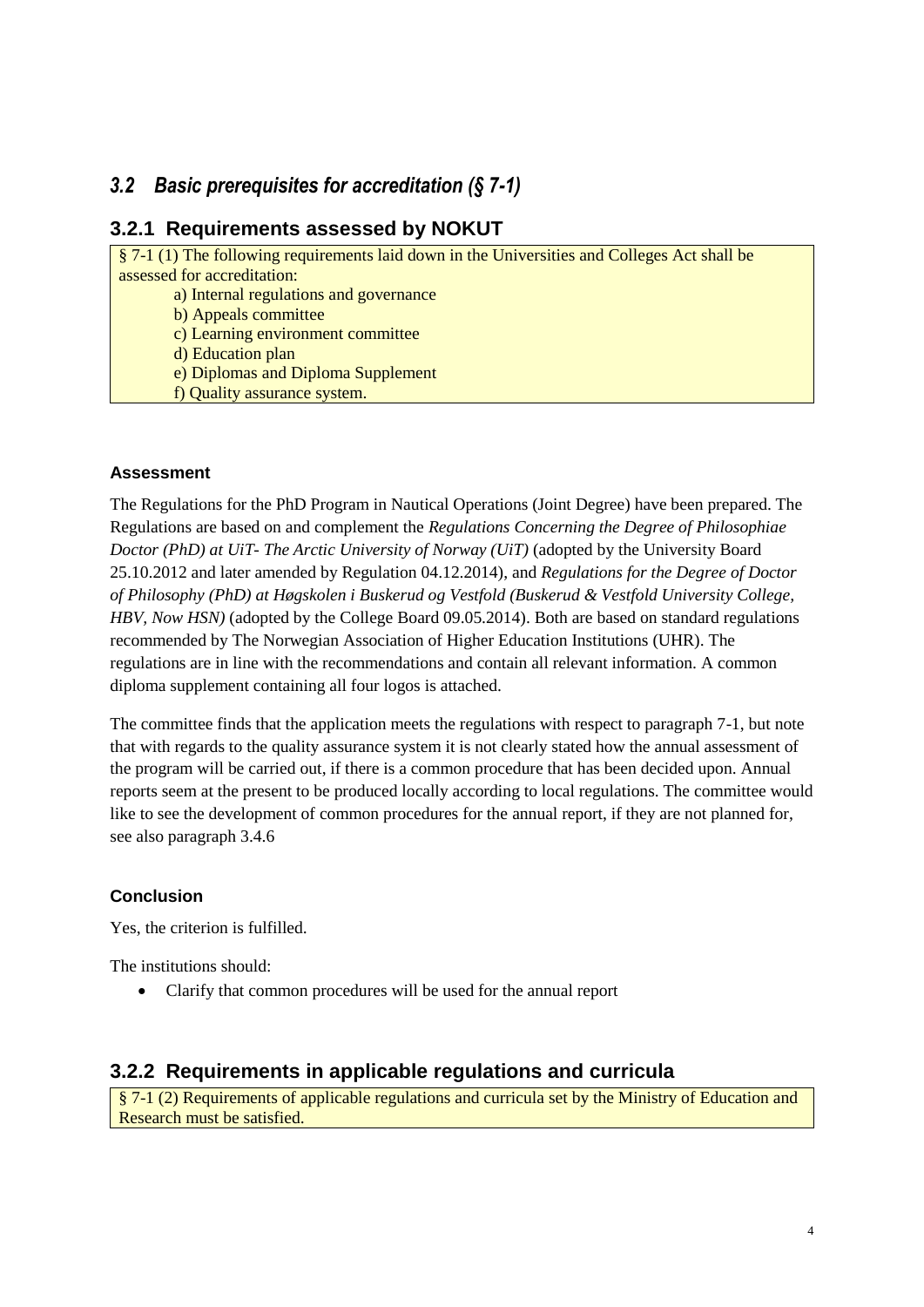## *3.2 Basic prerequisites for accreditation (§ 7-1)*

### 3.2.1 Requirements assessed by NOKUT

§ 7-1 (1) The following requirements laid down in the Universities and Colleges Act shall be assessed for accreditation:

a) Internal regulations and governance
b) Appeals committee
c) Learning environment committee
d) Education plan
e) Diplomas and Diploma Supplement
f) Quality assurance system.

#### Assessment

The Regulations for the PhD Program in Nautical Operations (Joint Degree) have been prepared. The Regulations are based on and complement the *Regulations Concerning the Degree of Philosophiae Doctor (PhD) at UiT- The Arctic University of Norway (UiT)* (adopted by the University Board 25.10.2012 and later amended by Regulation 04.12.2014), and *Regulations for the Degree of Doctor of Philosophy (PhD) at Høgskolen i Buskerud og Vestfold (Buskerud & Vestfold University College, HBV, Now HSN)* (adopted by the College Board 09.05.2014). Both are based on standard regulations recommended by The Norwegian Association of Higher Education Institutions (UHR). The regulations are in line with the recommendations and contain all relevant information. A common diploma supplement containing all four logos is attached.

The committee finds that the application meets the regulations with respect to paragraph 7-1, but note that with regards to the quality assurance system it is not clearly stated how the annual assessment of the program will be carried out, if there is a common procedure that has been decided upon. Annual reports seem at the present to be produced locally according to local regulations. The committee would like to see the development of common procedures for the annual report, if they are not planned for, see also paragraph 3.4.6

#### Conclusion

Yes, the criterion is fulfilled.

The institutions should:

- Clarify that common procedures will be used for the annual report

### 3.2.2 Requirements in applicable regulations and curricula

§ 7-1 (2) Requirements of applicable regulations and curricula set by the Ministry of Education and Research must be satisfied.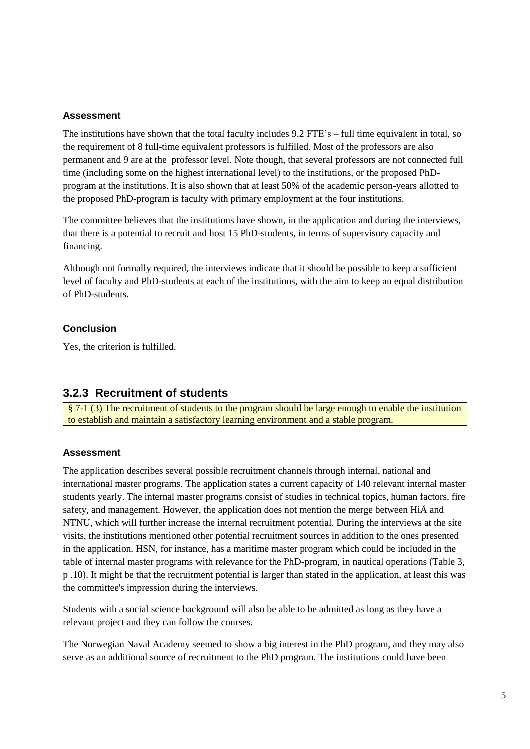#### Assessment

The institutions have shown that the total faculty includes 9.2 FTE's – full time equivalent in total, so the requirement of 8 full-time equivalent professors is fulfilled. Most of the professors are also permanent and 9 are at the professor level. Note though, that several professors are not connected full time (including some on the highest international level) to the institutions, or the proposed PhD-program at the institutions. It is also shown that at least 50% of the academic person-years allotted to the proposed PhD-program is faculty with primary employment at the four institutions.

The committee believes that the institutions have shown, in the application and during the interviews, that there is a potential to recruit and host 15 PhD-students, in terms of supervisory capacity and financing.

Although not formally required, the interviews indicate that it should be possible to keep a sufficient level of faculty and PhD-students at each of the institutions, with the aim to keep an equal distribution of PhD-students.

#### Conclusion

Yes, the criterion is fulfilled.

### 3.2.3 Recruitment of students

§ 7-1 (3) The recruitment of students to the program should be large enough to enable the institution to establish and maintain a satisfactory learning environment and a stable program.

#### Assessment

The application describes several possible recruitment channels through internal, national and international master programs. The application states a current capacity of 140 relevant internal master students yearly. The internal master programs consist of studies in technical topics, human factors, fire safety, and management. However, the application does not mention the merge between HiÅ and NTNU, which will further increase the internal recruitment potential. During the interviews at the site visits, the institutions mentioned other potential recruitment sources in addition to the ones presented in the application. HSN, for instance, has a maritime master program which could be included in the table of internal master programs with relevance for the PhD-program, in nautical operations (Table 3, p .10). It might be that the recruitment potential is larger than stated in the application, at least this was the committee's impression during the interviews.

Students with a social science background will also be able to be admitted as long as they have a relevant project and they can follow the courses.

The Norwegian Naval Academy seemed to show a big interest in the PhD program, and they may also serve as an additional source of recruitment to the PhD program. The institutions could have been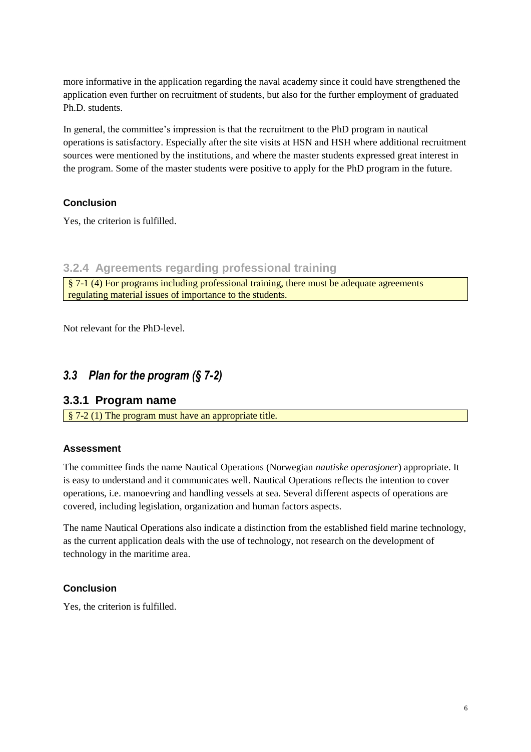more informative in the application regarding the naval academy since it could have strengthened the application even further on recruitment of students, but also for the further employment of graduated Ph.D. students.

In general, the committee's impression is that the recruitment to the PhD program in nautical operations is satisfactory. Especially after the site visits at HSN and HSH where additional recruitment sources were mentioned by the institutions, and where the master students expressed great interest in the program. Some of the master students were positive to apply for the PhD program in the future.

#### Conclusion

Yes, the criterion is fulfilled.

### 3.2.4 Agreements regarding professional training

§ 7-1 (4) For programs including professional training, there must be adequate agreements regulating material issues of importance to the students.

Not relevant for the PhD-level.

## *3.3 Plan for the program (§ 7-2)*

### 3.3.1 Program name

§ 7-2 (1) The program must have an appropriate title.

#### Assessment

The committee finds the name Nautical Operations (Norwegian *nautiske operasjoner*) appropriate. It is easy to understand and it communicates well. Nautical Operations reflects the intention to cover operations, i.e. manoevring and handling vessels at sea. Several different aspects of operations are covered, including legislation, organization and human factors aspects.

The name Nautical Operations also indicate a distinction from the established field marine technology, as the current application deals with the use of technology, not research on the development of technology in the maritime area.

#### Conclusion

Yes, the criterion is fulfilled.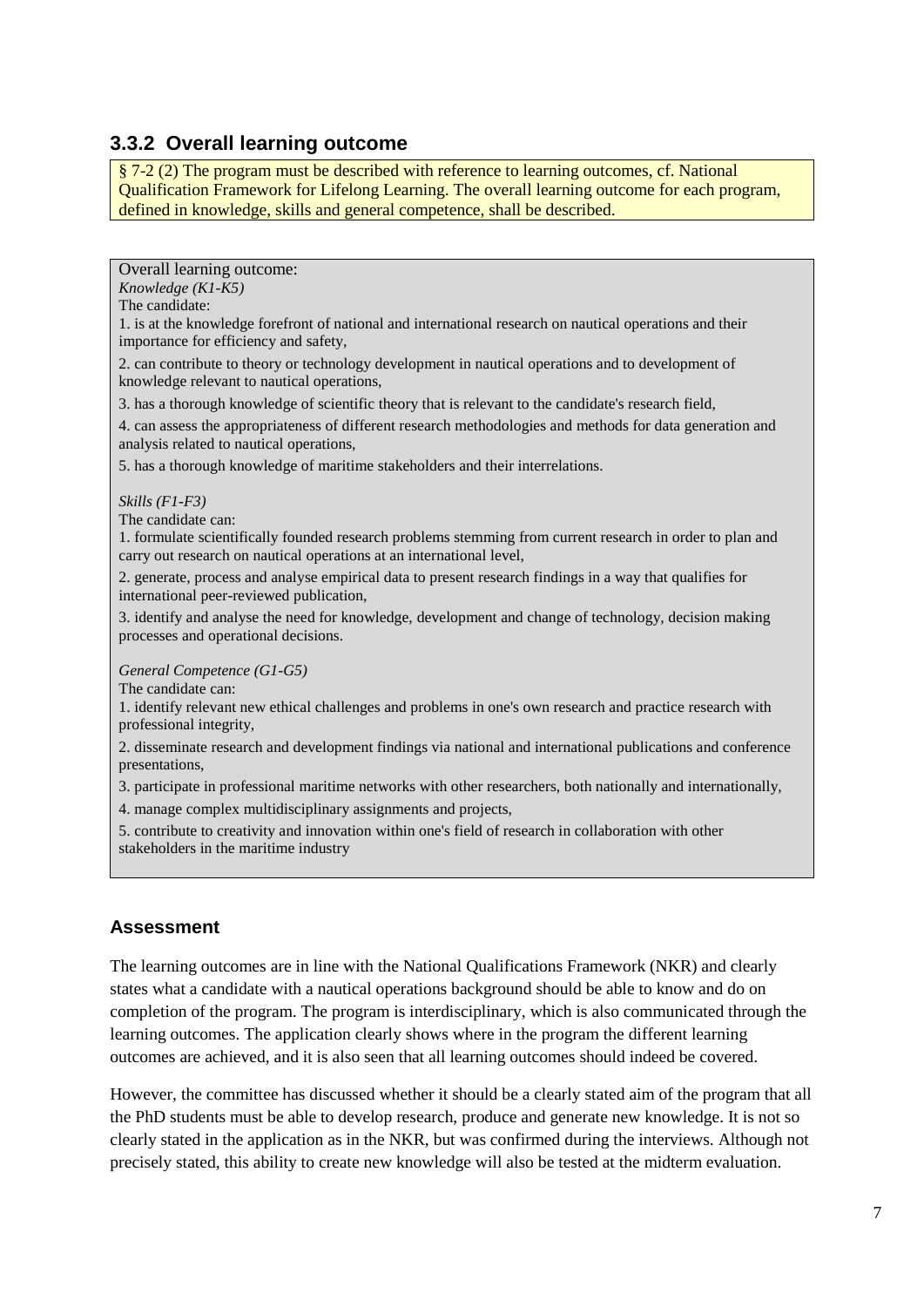### 3.3.2 Overall learning outcome

§ 7-2 (2) The program must be described with reference to learning outcomes, cf. National Qualification Framework for Lifelong Learning. The overall learning outcome for each program, defined in knowledge, skills and general competence, shall be described.

Overall learning outcome:

*Knowledge (K1-K5)*

The candidate:

1. is at the knowledge forefront of national and international research on nautical operations and their importance for efficiency and safety,
2. can contribute to theory or technology development in nautical operations and to development of knowledge relevant to nautical operations,
3. has a thorough knowledge of scientific theory that is relevant to the candidate's research field,
4. can assess the appropriateness of different research methodologies and methods for data generation and analysis related to nautical operations,
5. has a thorough knowledge of maritime stakeholders and their interrelations.

*Skills (F1-F3)*

The candidate can:

1. formulate scientifically founded research problems stemming from current research in order to plan and carry out research on nautical operations at an international level,
2. generate, process and analyse empirical data to present research findings in a way that qualifies for international peer-reviewed publication,
3. identify and analyse the need for knowledge, development and change of technology, decision making processes and operational decisions.

*General Competence (G1-G5)*

The candidate can:

1. identify relevant new ethical challenges and problems in one's own research and practice research with professional integrity,
2. disseminate research and development findings via national and international publications and conference presentations,
3. participate in professional maritime networks with other researchers, both nationally and internationally,
4. manage complex multidisciplinary assignments and projects,
5. contribute to creativity and innovation within one's field of research in collaboration with other stakeholders in the maritime industry

#### Assessment

The learning outcomes are in line with the National Qualifications Framework (NKR) and clearly states what a candidate with a nautical operations background should be able to know and do on completion of the program. The program is interdisciplinary, which is also communicated through the learning outcomes. The application clearly shows where in the program the different learning outcomes are achieved, and it is also seen that all learning outcomes should indeed be covered.

However, the committee has discussed whether it should be a clearly stated aim of the program that all the PhD students must be able to develop research, produce and generate new knowledge. It is not so clearly stated in the application as in the NKR, but was confirmed during the interviews. Although not precisely stated, this ability to create new knowledge will also be tested at the midterm evaluation.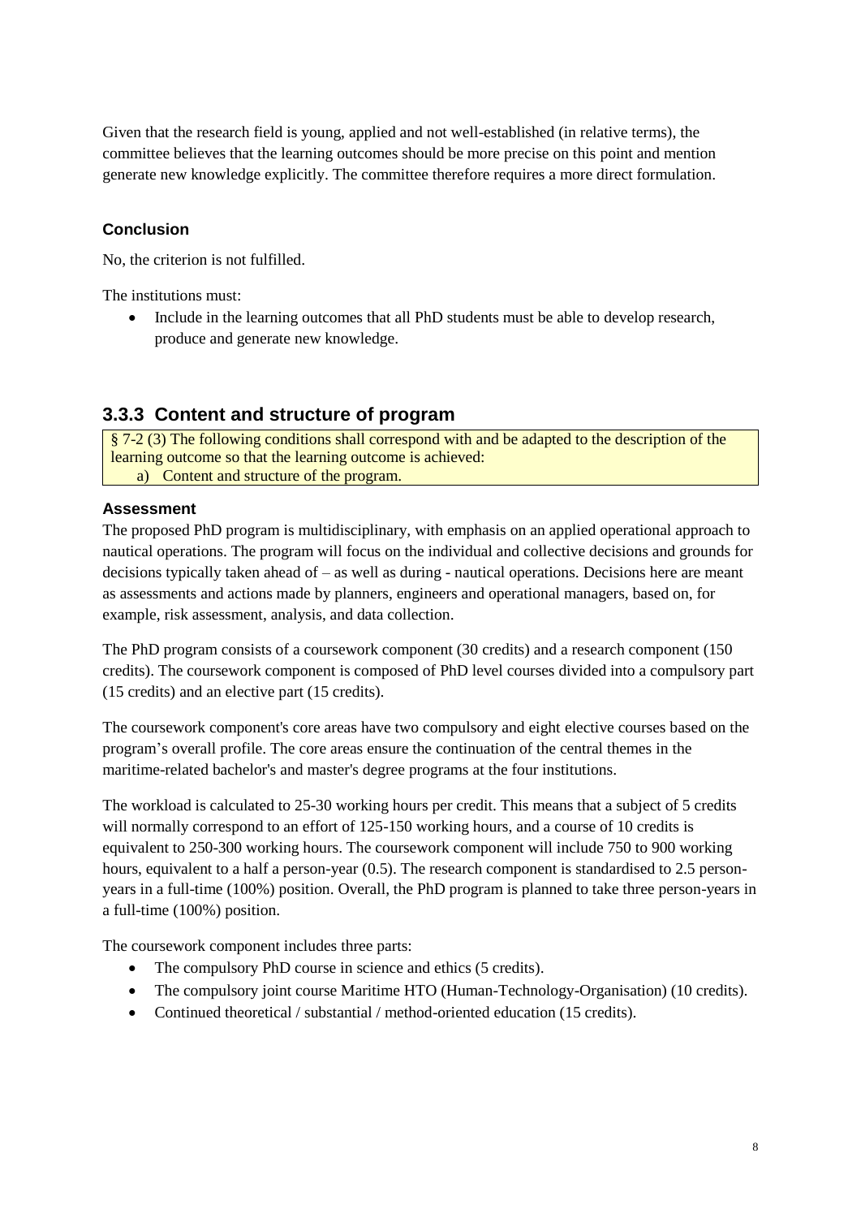Given that the research field is young, applied and not well-established (in relative terms), the committee believes that the learning outcomes should be more precise on this point and mention generate new knowledge explicitly. The committee therefore requires a more direct formulation.

#### Conclusion

No, the criterion is not fulfilled.

The institutions must:

- Include in the learning outcomes that all PhD students must be able to develop research, produce and generate new knowledge.

### 3.3.3 Content and structure of program

§ 7-2 (3) The following conditions shall correspond with and be adapted to the description of the learning outcome so that the learning outcome is achieved:
  a) Content and structure of the program.

#### Assessment

The proposed PhD program is multidisciplinary, with emphasis on an applied operational approach to nautical operations. The program will focus on the individual and collective decisions and grounds for decisions typically taken ahead of – as well as during - nautical operations. Decisions here are meant as assessments and actions made by planners, engineers and operational managers, based on, for example, risk assessment, analysis, and data collection.

The PhD program consists of a coursework component (30 credits) and a research component (150 credits). The coursework component is composed of PhD level courses divided into a compulsory part (15 credits) and an elective part (15 credits).

The coursework component's core areas have two compulsory and eight elective courses based on the program's overall profile. The core areas ensure the continuation of the central themes in the maritime-related bachelor's and master's degree programs at the four institutions.

The workload is calculated to 25-30 working hours per credit. This means that a subject of 5 credits will normally correspond to an effort of 125-150 working hours, and a course of 10 credits is equivalent to 250-300 working hours. The coursework component will include 750 to 900 working hours, equivalent to a half a person-year (0.5). The research component is standardised to 2.5 person-years in a full-time (100%) position. Overall, the PhD program is planned to take three person-years in a full-time (100%) position.

The coursework component includes three parts:

- The compulsory PhD course in science and ethics (5 credits).
- The compulsory joint course Maritime HTO (Human-Technology-Organisation) (10 credits).
- Continued theoretical / substantial / method-oriented education (15 credits).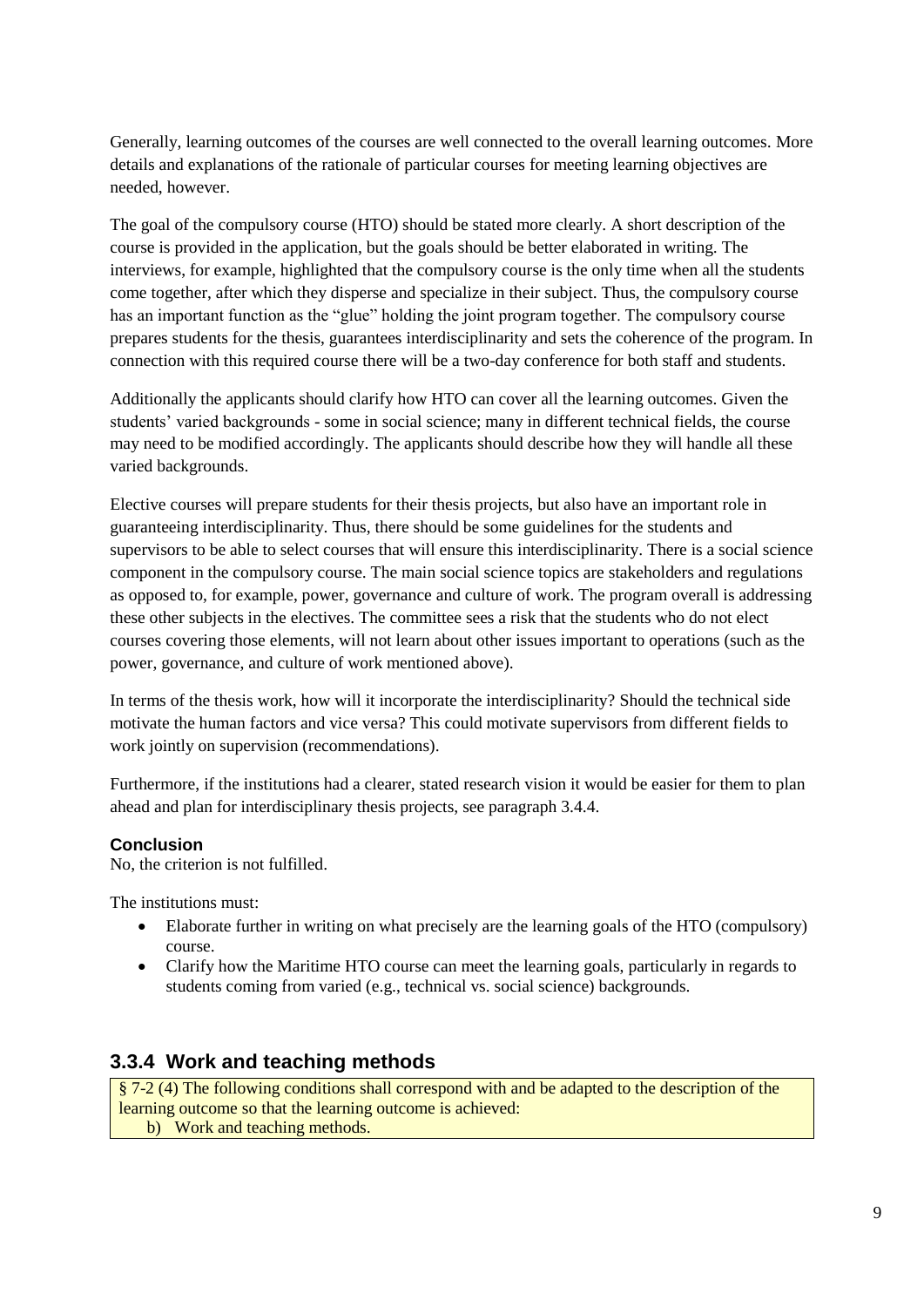Generally, learning outcomes of the courses are well connected to the overall learning outcomes. More details and explanations of the rationale of particular courses for meeting learning objectives are needed, however.

The goal of the compulsory course (HTO) should be stated more clearly. A short description of the course is provided in the application, but the goals should be better elaborated in writing. The interviews, for example, highlighted that the compulsory course is the only time when all the students come together, after which they disperse and specialize in their subject. Thus, the compulsory course has an important function as the "glue" holding the joint program together. The compulsory course prepares students for the thesis, guarantees interdisciplinarity and sets the coherence of the program. In connection with this required course there will be a two-day conference for both staff and students.

Additionally the applicants should clarify how HTO can cover all the learning outcomes. Given the students' varied backgrounds - some in social science; many in different technical fields, the course may need to be modified accordingly. The applicants should describe how they will handle all these varied backgrounds.

Elective courses will prepare students for their thesis projects, but also have an important role in guaranteeing interdisciplinarity. Thus, there should be some guidelines for the students and supervisors to be able to select courses that will ensure this interdisciplinarity. There is a social science component in the compulsory course. The main social science topics are stakeholders and regulations as opposed to, for example, power, governance and culture of work. The program overall is addressing these other subjects in the electives. The committee sees a risk that the students who do not elect courses covering those elements, will not learn about other issues important to operations (such as the power, governance, and culture of work mentioned above).

In terms of the thesis work, how will it incorporate the interdisciplinarity? Should the technical side motivate the human factors and vice versa? This could motivate supervisors from different fields to work jointly on supervision (recommendations).

Furthermore, if the institutions had a clearer, stated research vision it would be easier for them to plan ahead and plan for interdisciplinary thesis projects, see paragraph 3.4.4.

**Conclusion**

No, the criterion is not fulfilled.

The institutions must:

- Elaborate further in writing on what precisely are the learning goals of the HTO (compulsory) course.
- Clarify how the Maritime HTO course can meet the learning goals, particularly in regards to students coming from varied (e.g., technical vs. social science) backgrounds.

## 3.3.4 Work and teaching methods

§ 7-2 (4) The following conditions shall correspond with and be adapted to the description of the learning outcome so that the learning outcome is achieved:

b) Work and teaching methods.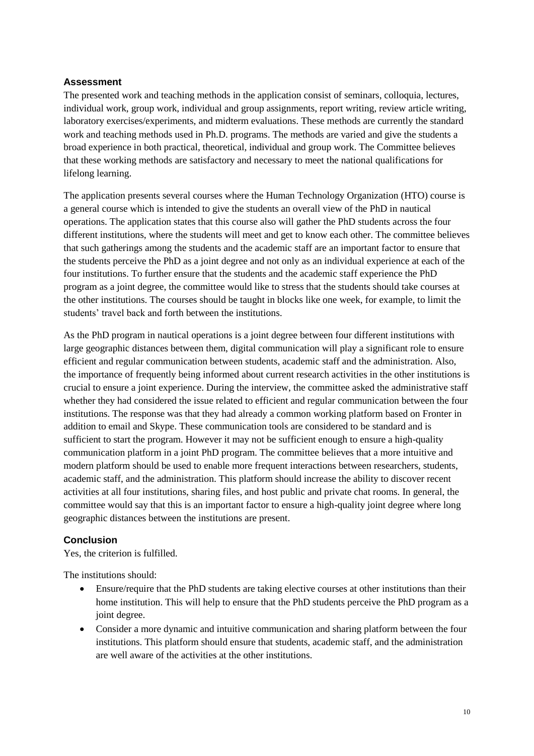### Assessment

The presented work and teaching methods in the application consist of seminars, colloquia, lectures, individual work, group work, individual and group assignments, report writing, review article writing, laboratory exercises/experiments, and midterm evaluations. These methods are currently the standard work and teaching methods used in Ph.D. programs. The methods are varied and give the students a broad experience in both practical, theoretical, individual and group work. The Committee believes that these working methods are satisfactory and necessary to meet the national qualifications for lifelong learning.

The application presents several courses where the Human Technology Organization (HTO) course is a general course which is intended to give the students an overall view of the PhD in nautical operations. The application states that this course also will gather the PhD students across the four different institutions, where the students will meet and get to know each other. The committee believes that such gatherings among the students and the academic staff are an important factor to ensure that the students perceive the PhD as a joint degree and not only as an individual experience at each of the four institutions. To further ensure that the students and the academic staff experience the PhD program as a joint degree, the committee would like to stress that the students should take courses at the other institutions. The courses should be taught in blocks like one week, for example, to limit the students' travel back and forth between the institutions.

As the PhD program in nautical operations is a joint degree between four different institutions with large geographic distances between them, digital communication will play a significant role to ensure efficient and regular communication between students, academic staff and the administration. Also, the importance of frequently being informed about current research activities in the other institutions is crucial to ensure a joint experience. During the interview, the committee asked the administrative staff whether they had considered the issue related to efficient and regular communication between the four institutions. The response was that they had already a common working platform based on Fronter in addition to email and Skype. These communication tools are considered to be standard and is sufficient to start the program. However it may not be sufficient enough to ensure a high-quality communication platform in a joint PhD program. The committee believes that a more intuitive and modern platform should be used to enable more frequent interactions between researchers, students, academic staff, and the administration. This platform should increase the ability to discover recent activities at all four institutions, sharing files, and host public and private chat rooms. In general, the committee would say that this is an important factor to ensure a high-quality joint degree where long geographic distances between the institutions are present.

### Conclusion

Yes, the criterion is fulfilled.

The institutions should:

- Ensure/require that the PhD students are taking elective courses at other institutions than their home institution. This will help to ensure that the PhD students perceive the PhD program as a joint degree.
- Consider a more dynamic and intuitive communication and sharing platform between the four institutions. This platform should ensure that students, academic staff, and the administration are well aware of the activities at the other institutions.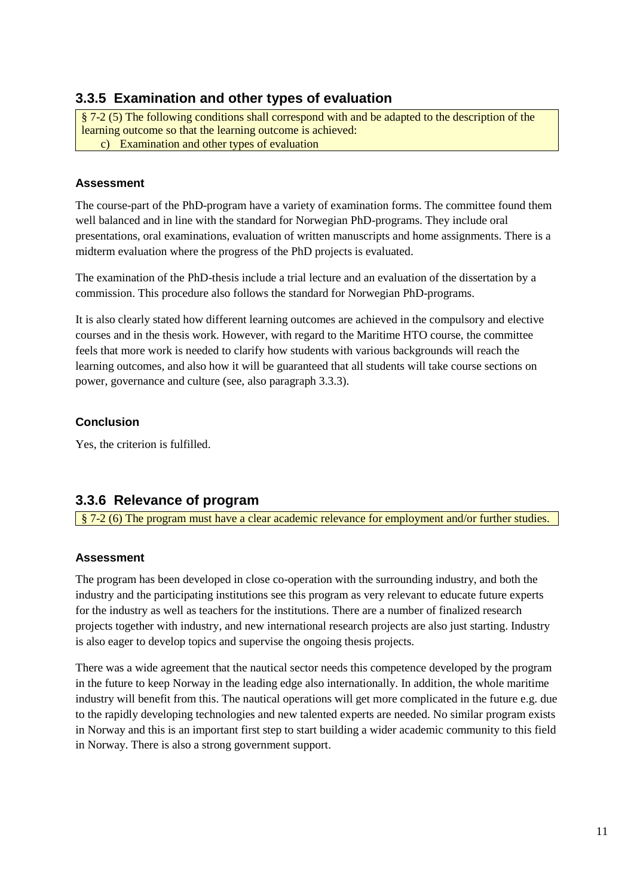### 3.3.5 Examination and other types of evaluation

> § 7-2 (5) The following conditions shall correspond with and be adapted to the description of the learning outcome so that the learning outcome is achieved:
> c) Examination and other types of evaluation

#### Assessment

The course-part of the PhD-program have a variety of examination forms. The committee found them well balanced and in line with the standard for Norwegian PhD-programs. They include oral presentations, oral examinations, evaluation of written manuscripts and home assignments. There is a midterm evaluation where the progress of the PhD projects is evaluated.

The examination of the PhD-thesis include a trial lecture and an evaluation of the dissertation by a commission. This procedure also follows the standard for Norwegian PhD-programs.

It is also clearly stated how different learning outcomes are achieved in the compulsory and elective courses and in the thesis work. However, with regard to the Maritime HTO course, the committee feels that more work is needed to clarify how students with various backgrounds will reach the learning outcomes, and also how it will be guaranteed that all students will take course sections on power, governance and culture (see, also paragraph 3.3.3).

#### Conclusion

Yes, the criterion is fulfilled.

### 3.3.6 Relevance of program

> § 7-2 (6) The program must have a clear academic relevance for employment and/or further studies.

#### Assessment

The program has been developed in close co-operation with the surrounding industry, and both the industry and the participating institutions see this program as very relevant to educate future experts for the industry as well as teachers for the institutions. There are a number of finalized research projects together with industry, and new international research projects are also just starting. Industry is also eager to develop topics and supervise the ongoing thesis projects.

There was a wide agreement that the nautical sector needs this competence developed by the program in the future to keep Norway in the leading edge also internationally. In addition, the whole maritime industry will benefit from this. The nautical operations will get more complicated in the future e.g. due to the rapidly developing technologies and new talented experts are needed. No similar program exists in Norway and this is an important first step to start building a wider academic community to this field in Norway. There is also a strong government support.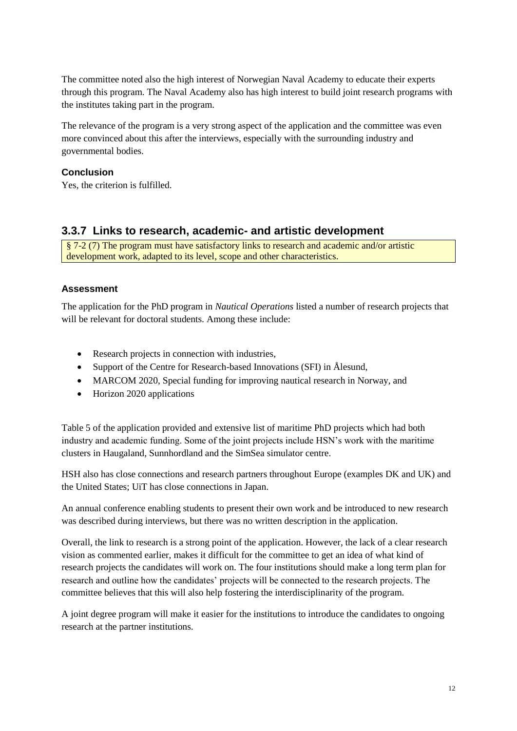The committee noted also the high interest of Norwegian Naval Academy to educate their experts through this program. The Naval Academy also has high interest to build joint research programs with the institutes taking part in the program.

The relevance of the program is a very strong aspect of the application and the committee was even more convinced about this after the interviews, especially with the surrounding industry and governmental bodies.

#### Conclusion

Yes, the criterion is fulfilled.

### 3.3.7 Links to research, academic- and artistic development

§ 7-2 (7) The program must have satisfactory links to research and academic and/or artistic development work, adapted to its level, scope and other characteristics.

#### Assessment

The application for the PhD program in *Nautical Operations* listed a number of research projects that will be relevant for doctoral students. Among these include:

- Research projects in connection with industries,
- Support of the Centre for Research-based Innovations (SFI) in Ålesund,
- MARCOM 2020, Special funding for improving nautical research in Norway, and
- Horizon 2020 applications

Table 5 of the application provided and extensive list of maritime PhD projects which had both industry and academic funding. Some of the joint projects include HSN's work with the maritime clusters in Haugaland, Sunnhordland and the SimSea simulator centre.

HSH also has close connections and research partners throughout Europe (examples DK and UK) and the United States; UiT has close connections in Japan.

An annual conference enabling students to present their own work and be introduced to new research was described during interviews, but there was no written description in the application.

Overall, the link to research is a strong point of the application. However, the lack of a clear research vision as commented earlier, makes it difficult for the committee to get an idea of what kind of research projects the candidates will work on. The four institutions should make a long term plan for research and outline how the candidates' projects will be connected to the research projects. The committee believes that this will also help fostering the interdisciplinarity of the program.

A joint degree program will make it easier for the institutions to introduce the candidates to ongoing research at the partner institutions.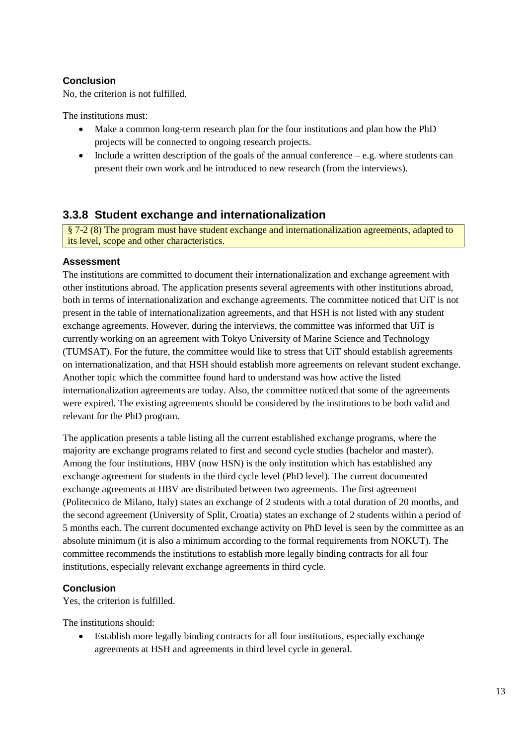#### Conclusion

No, the criterion is not fulfilled.

The institutions must:

- Make a common long-term research plan for the four institutions and plan how the PhD projects will be connected to ongoing research projects.
- Include a written description of the goals of the annual conference – e.g. where students can present their own work and be introduced to new research (from the interviews).

### 3.3.8 Student exchange and internationalization

§ 7-2 (8) The program must have student exchange and internationalization agreements, adapted to its level, scope and other characteristics.

#### Assessment

The institutions are committed to document their internationalization and exchange agreement with other institutions abroad. The application presents several agreements with other institutions abroad, both in terms of internationalization and exchange agreements. The committee noticed that UiT is not present in the table of internationalization agreements, and that HSH is not listed with any student exchange agreements. However, during the interviews, the committee was informed that UiT is currently working on an agreement with Tokyo University of Marine Science and Technology (TUMSAT). For the future, the committee would like to stress that UiT should establish agreements on internationalization, and that HSH should establish more agreements on relevant student exchange. Another topic which the committee found hard to understand was how active the listed internationalization agreements are today. Also, the committee noticed that some of the agreements were expired. The existing agreements should be considered by the institutions to be both valid and relevant for the PhD program.

The application presents a table listing all the current established exchange programs, where the majority are exchange programs related to first and second cycle studies (bachelor and master). Among the four institutions, HBV (now HSN) is the only institution which has established any exchange agreement for students in the third cycle level (PhD level). The current documented exchange agreements at HBV are distributed between two agreements. The first agreement (Politecnico de Milano, Italy) states an exchange of 2 students with a total duration of 20 months, and the second agreement (University of Split, Croatia) states an exchange of 2 students within a period of 5 months each. The current documented exchange activity on PhD level is seen by the committee as an absolute minimum (it is also a minimum according to the formal requirements from NOKUT). The committee recommends the institutions to establish more legally binding contracts for all four institutions, especially relevant exchange agreements in third cycle.

#### Conclusion

Yes, the criterion is fulfilled.

The institutions should:

- Establish more legally binding contracts for all four institutions, especially exchange agreements at HSH and agreements in third level cycle in general.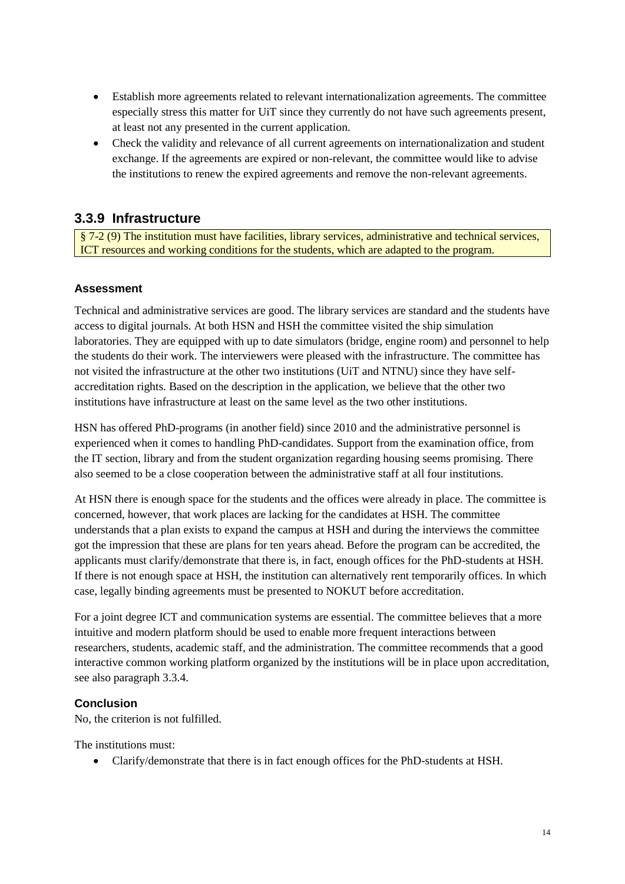- Establish more agreements related to relevant internationalization agreements. The committee especially stress this matter for UiT since they currently do not have such agreements present, at least not any presented in the current application.
- Check the validity and relevance of all current agreements on internationalization and student exchange. If the agreements are expired or non-relevant, the committee would like to advise the institutions to renew the expired agreements and remove the non-relevant agreements.

### 3.3.9 Infrastructure

§ 7-2 (9) The institution must have facilities, library services, administrative and technical services, ICT resources and working conditions for the students, which are adapted to the program.

#### Assessment

Technical and administrative services are good. The library services are standard and the students have access to digital journals. At both HSN and HSH the committee visited the ship simulation laboratories. They are equipped with up to date simulators (bridge, engine room) and personnel to help the students do their work. The interviewers were pleased with the infrastructure. The committee has not visited the infrastructure at the other two institutions (UiT and NTNU) since they have self-accreditation rights. Based on the description in the application, we believe that the other two institutions have infrastructure at least on the same level as the two other institutions.

HSN has offered PhD-programs (in another field) since 2010 and the administrative personnel is experienced when it comes to handling PhD-candidates. Support from the examination office, from the IT section, library and from the student organization regarding housing seems promising. There also seemed to be a close cooperation between the administrative staff at all four institutions.

At HSN there is enough space for the students and the offices were already in place. The committee is concerned, however, that work places are lacking for the candidates at HSH. The committee understands that a plan exists to expand the campus at HSH and during the interviews the committee got the impression that these are plans for ten years ahead. Before the program can be accredited, the applicants must clarify/demonstrate that there is, in fact, enough offices for the PhD-students at HSH. If there is not enough space at HSH, the institution can alternatively rent temporarily offices. In which case, legally binding agreements must be presented to NOKUT before accreditation.

For a joint degree ICT and communication systems are essential. The committee believes that a more intuitive and modern platform should be used to enable more frequent interactions between researchers, students, academic staff, and the administration. The committee recommends that a good interactive common working platform organized by the institutions will be in place upon accreditation, see also paragraph 3.3.4.

#### Conclusion

No, the criterion is not fulfilled.

The institutions must:

- Clarify/demonstrate that there is in fact enough offices for the PhD-students at HSH.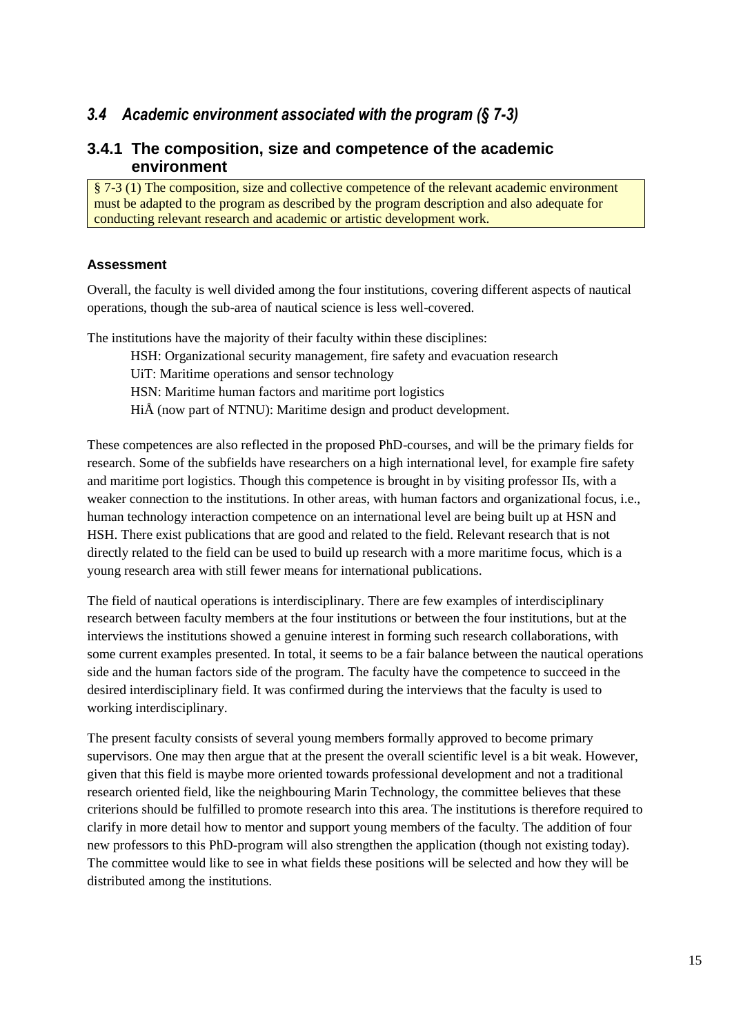## *3.4 Academic environment associated with the program (§ 7-3)*

### 3.4.1 The composition, size and competence of the academic environment

§ 7-3 (1) The composition, size and collective competence of the relevant academic environment must be adapted to the program as described by the program description and also adequate for conducting relevant research and academic or artistic development work.

**Assessment**

Overall, the faculty is well divided among the four institutions, covering different aspects of nautical operations, though the sub-area of nautical science is less well-covered.

The institutions have the majority of their faculty within these disciplines:

HSH: Organizational security management, fire safety and evacuation research
UiT: Maritime operations and sensor technology
HSN: Maritime human factors and maritime port logistics
HiÅ (now part of NTNU): Maritime design and product development.

These competences are also reflected in the proposed PhD-courses, and will be the primary fields for research. Some of the subfields have researchers on a high international level, for example fire safety and maritime port logistics. Though this competence is brought in by visiting professor IIs, with a weaker connection to the institutions. In other areas, with human factors and organizational focus, i.e., human technology interaction competence on an international level are being built up at HSN and HSH. There exist publications that are good and related to the field. Relevant research that is not directly related to the field can be used to build up research with a more maritime focus, which is a young research area with still fewer means for international publications.

The field of nautical operations is interdisciplinary. There are few examples of interdisciplinary research between faculty members at the four institutions or between the four institutions, but at the interviews the institutions showed a genuine interest in forming such research collaborations, with some current examples presented. In total, it seems to be a fair balance between the nautical operations side and the human factors side of the program. The faculty have the competence to succeed in the desired interdisciplinary field. It was confirmed during the interviews that the faculty is used to working interdisciplinary.

The present faculty consists of several young members formally approved to become primary supervisors. One may then argue that at the present the overall scientific level is a bit weak. However, given that this field is maybe more oriented towards professional development and not a traditional research oriented field, like the neighbouring Marin Technology, the committee believes that these criterions should be fulfilled to promote research into this area. The institutions is therefore required to clarify in more detail how to mentor and support young members of the faculty. The addition of four new professors to this PhD-program will also strengthen the application (though not existing today). The committee would like to see in what fields these positions will be selected and how they will be distributed among the institutions.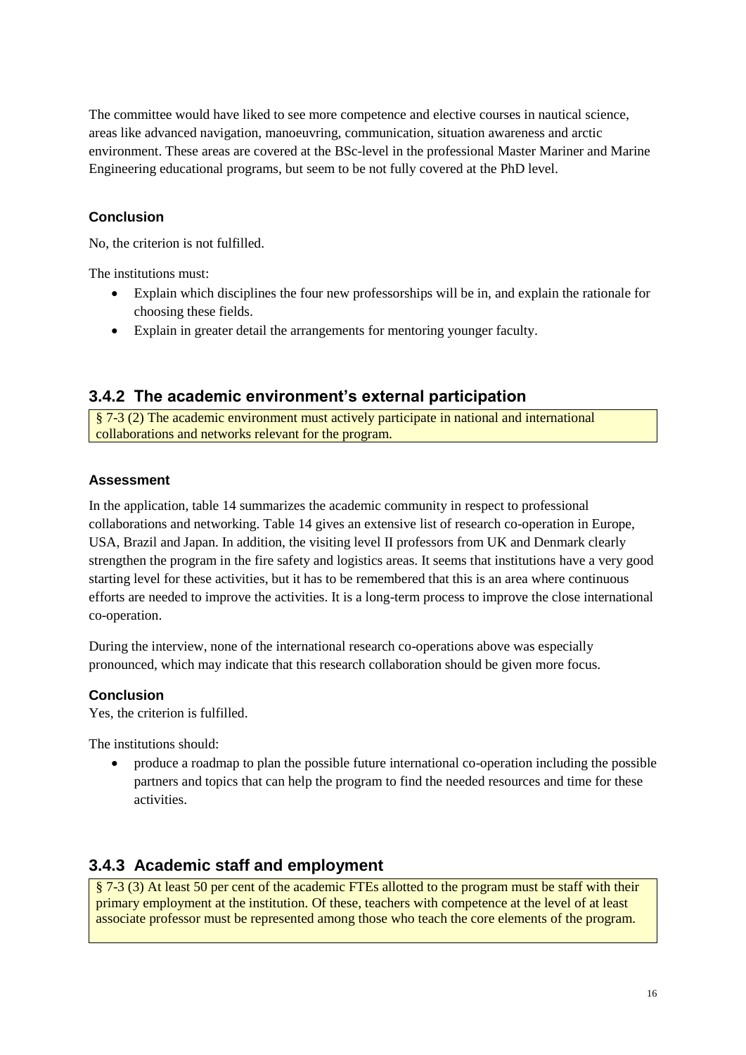The committee would have liked to see more competence and elective courses in nautical science, areas like advanced navigation, manoeuvring, communication, situation awareness and arctic environment. These areas are covered at the BSc-level in the professional Master Mariner and Marine Engineering educational programs, but seem to be not fully covered at the PhD level.

#### Conclusion

No, the criterion is not fulfilled.

The institutions must:

- Explain which disciplines the four new professorships will be in, and explain the rationale for choosing these fields.
- Explain in greater detail the arrangements for mentoring younger faculty.

### 3.4.2 The academic environment's external participation

§ 7-3 (2) The academic environment must actively participate in national and international collaborations and networks relevant for the program.

#### Assessment

In the application, table 14 summarizes the academic community in respect to professional collaborations and networking. Table 14 gives an extensive list of research co-operation in Europe, USA, Brazil and Japan. In addition, the visiting level II professors from UK and Denmark clearly strengthen the program in the fire safety and logistics areas. It seems that institutions have a very good starting level for these activities, but it has to be remembered that this is an area where continuous efforts are needed to improve the activities. It is a long-term process to improve the close international co-operation.

During the interview, none of the international research co-operations above was especially pronounced, which may indicate that this research collaboration should be given more focus.

#### Conclusion

Yes, the criterion is fulfilled.

The institutions should:

- produce a roadmap to plan the possible future international co-operation including the possible partners and topics that can help the program to find the needed resources and time for these activities.

### 3.4.3 Academic staff and employment

§ 7-3 (3) At least 50 per cent of the academic FTEs allotted to the program must be staff with their primary employment at the institution. Of these, teachers with competence at the level of at least associate professor must be represented among those who teach the core elements of the program.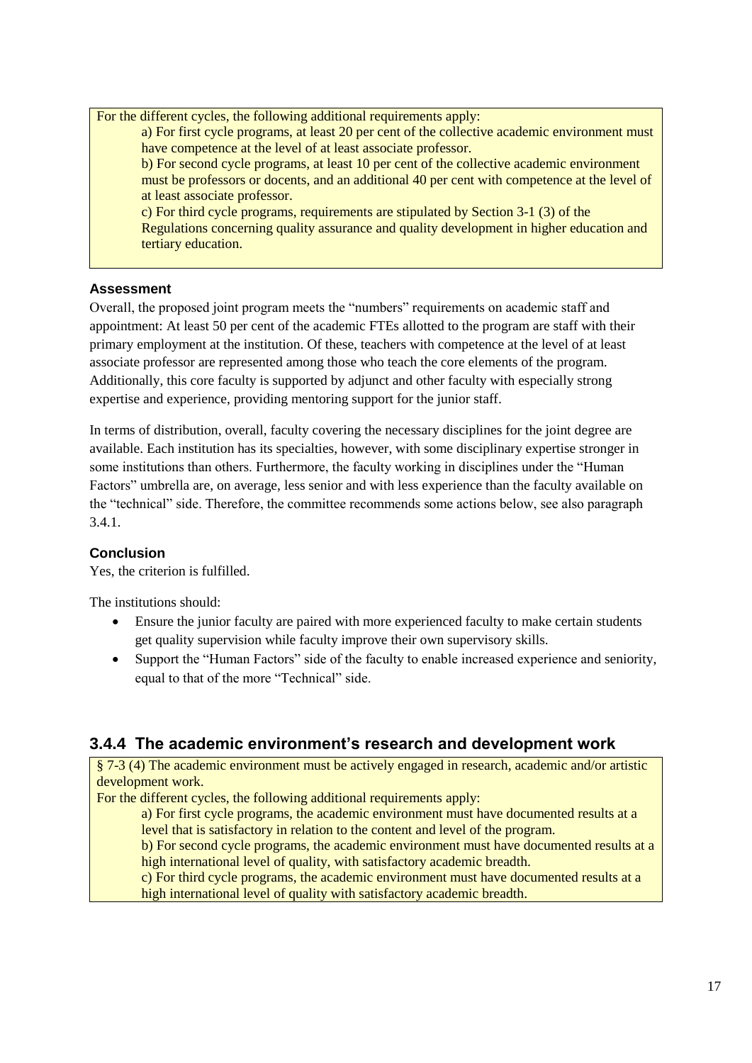For the different cycles, the following additional requirements apply:

a) For first cycle programs, at least 20 per cent of the collective academic environment must have competence at the level of at least associate professor.

b) For second cycle programs, at least 10 per cent of the collective academic environment must be professors or docents, and an additional 40 per cent with competence at the level of at least associate professor.

c) For third cycle programs, requirements are stipulated by Section 3-1 (3) of the Regulations concerning quality assurance and quality development in higher education and tertiary education.

**Assessment**

Overall, the proposed joint program meets the "numbers" requirements on academic staff and appointment: At least 50 per cent of the academic FTEs allotted to the program are staff with their primary employment at the institution. Of these, teachers with competence at the level of at least associate professor are represented among those who teach the core elements of the program. Additionally, this core faculty is supported by adjunct and other faculty with especially strong expertise and experience, providing mentoring support for the junior staff.

In terms of distribution, overall, faculty covering the necessary disciplines for the joint degree are available. Each institution has its specialties, however, with some disciplinary expertise stronger in some institutions than others. Furthermore, the faculty working in disciplines under the "Human Factors" umbrella are, on average, less senior and with less experience than the faculty available on the "technical" side. Therefore, the committee recommends some actions below, see also paragraph 3.4.1.

**Conclusion**

Yes, the criterion is fulfilled.

The institutions should:

- Ensure the junior faculty are paired with more experienced faculty to make certain students get quality supervision while faculty improve their own supervisory skills.
- Support the "Human Factors" side of the faculty to enable increased experience and seniority, equal to that of the more "Technical" side.

### 3.4.4 The academic environment's research and development work

§ 7-3 (4) The academic environment must be actively engaged in research, academic and/or artistic development work.

For the different cycles, the following additional requirements apply:

a) For first cycle programs, the academic environment must have documented results at a level that is satisfactory in relation to the content and level of the program.

b) For second cycle programs, the academic environment must have documented results at a high international level of quality, with satisfactory academic breadth.

c) For third cycle programs, the academic environment must have documented results at a high international level of quality with satisfactory academic breadth.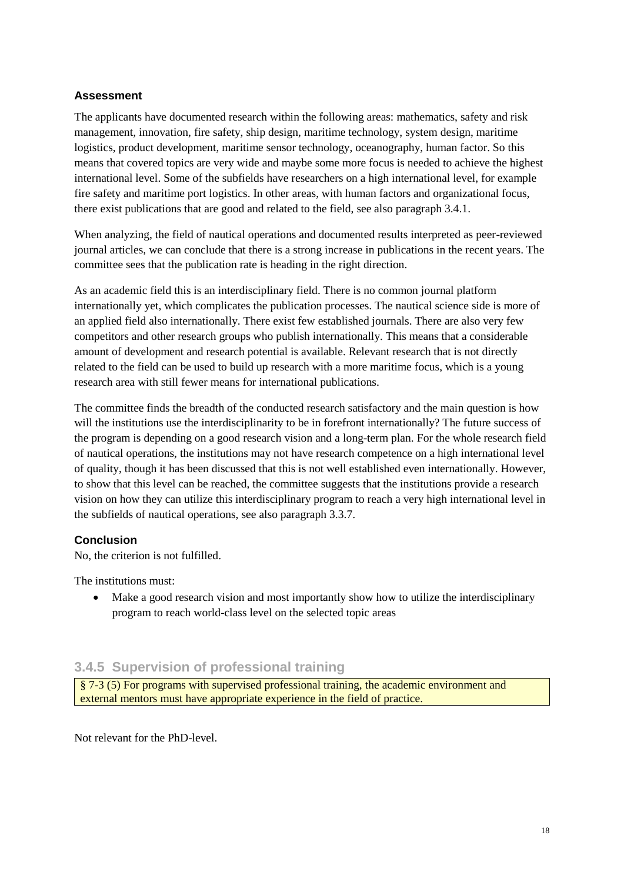#### Assessment

The applicants have documented research within the following areas: mathematics, safety and risk management, innovation, fire safety, ship design, maritime technology, system design, maritime logistics, product development, maritime sensor technology, oceanography, human factor. So this means that covered topics are very wide and maybe some more focus is needed to achieve the highest international level. Some of the subfields have researchers on a high international level, for example fire safety and maritime port logistics. In other areas, with human factors and organizational focus, there exist publications that are good and related to the field, see also paragraph 3.4.1.

When analyzing, the field of nautical operations and documented results interpreted as peer-reviewed journal articles, we can conclude that there is a strong increase in publications in the recent years. The committee sees that the publication rate is heading in the right direction.

As an academic field this is an interdisciplinary field. There is no common journal platform internationally yet, which complicates the publication processes. The nautical science side is more of an applied field also internationally. There exist few established journals. There are also very few competitors and other research groups who publish internationally. This means that a considerable amount of development and research potential is available. Relevant research that is not directly related to the field can be used to build up research with a more maritime focus, which is a young research area with still fewer means for international publications.

The committee finds the breadth of the conducted research satisfactory and the main question is how will the institutions use the interdisciplinarity to be in forefront internationally? The future success of the program is depending on a good research vision and a long-term plan. For the whole research field of nautical operations, the institutions may not have research competence on a high international level of quality, though it has been discussed that this is not well established even internationally. However, to show that this level can be reached, the committee suggests that the institutions provide a research vision on how they can utilize this interdisciplinary program to reach a very high international level in the subfields of nautical operations, see also paragraph 3.3.7.

#### Conclusion

No, the criterion is not fulfilled.

The institutions must:

- Make a good research vision and most importantly show how to utilize the interdisciplinary program to reach world-class level on the selected topic areas

### 3.4.5 Supervision of professional training

§ 7-3 (5) For programs with supervised professional training, the academic environment and external mentors must have appropriate experience in the field of practice.

Not relevant for the PhD-level.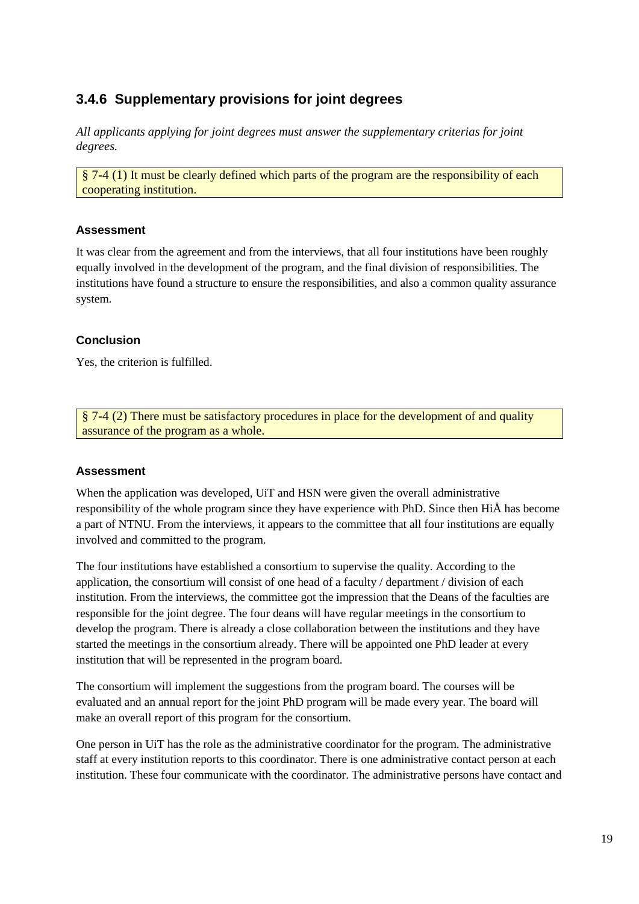### 3.4.6 Supplementary provisions for joint degrees

*All applicants applying for joint degrees must answer the supplementary criterias for joint degrees.*

§ 7-4 (1) It must be clearly defined which parts of the program are the responsibility of each cooperating institution.

#### Assessment

It was clear from the agreement and from the interviews, that all four institutions have been roughly equally involved in the development of the program, and the final division of responsibilities. The institutions have found a structure to ensure the responsibilities, and also a common quality assurance system.

#### Conclusion

Yes, the criterion is fulfilled.

§ 7-4 (2) There must be satisfactory procedures in place for the development of and quality assurance of the program as a whole.

#### Assessment

When the application was developed, UiT and HSN were given the overall administrative responsibility of the whole program since they have experience with PhD. Since then HiÅ has become a part of NTNU. From the interviews, it appears to the committee that all four institutions are equally involved and committed to the program.

The four institutions have established a consortium to supervise the quality. According to the application, the consortium will consist of one head of a faculty / department / division of each institution. From the interviews, the committee got the impression that the Deans of the faculties are responsible for the joint degree. The four deans will have regular meetings in the consortium to develop the program. There is already a close collaboration between the institutions and they have started the meetings in the consortium already. There will be appointed one PhD leader at every institution that will be represented in the program board.

The consortium will implement the suggestions from the program board. The courses will be evaluated and an annual report for the joint PhD program will be made every year. The board will make an overall report of this program for the consortium.

One person in UiT has the role as the administrative coordinator for the program. The administrative staff at every institution reports to this coordinator. There is one administrative contact person at each institution. These four communicate with the coordinator. The administrative persons have contact and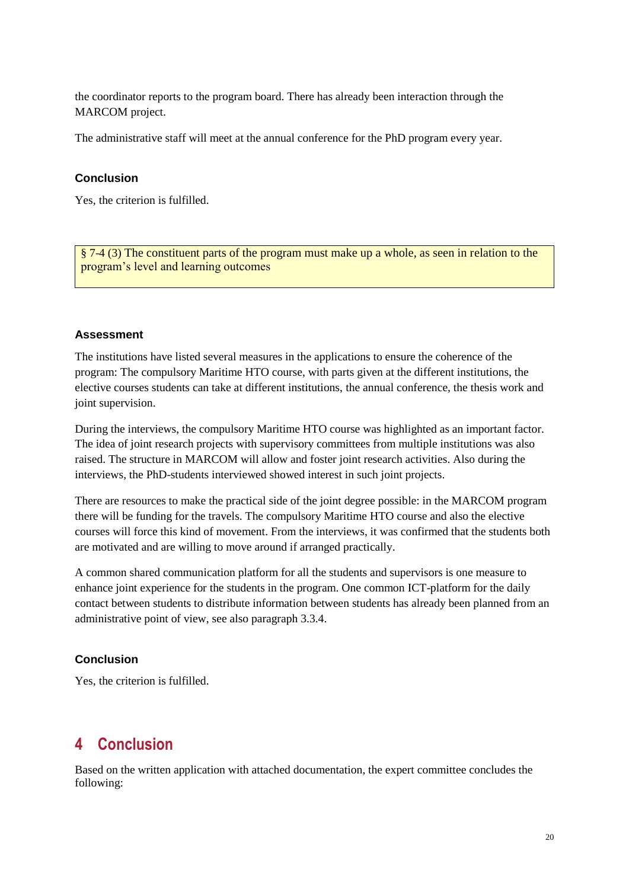the coordinator reports to the program board. There has already been interaction through the MARCOM project.

The administrative staff will meet at the annual conference for the PhD program every year.

#### Conclusion

Yes, the criterion is fulfilled.

> § 7-4 (3) The constituent parts of the program must make up a whole, as seen in relation to the program's level and learning outcomes

#### Assessment

The institutions have listed several measures in the applications to ensure the coherence of the program: The compulsory Maritime HTO course, with parts given at the different institutions, the elective courses students can take at different institutions, the annual conference, the thesis work and joint supervision.

During the interviews, the compulsory Maritime HTO course was highlighted as an important factor. The idea of joint research projects with supervisory committees from multiple institutions was also raised. The structure in MARCOM will allow and foster joint research activities. Also during the interviews, the PhD-students interviewed showed interest in such joint projects.

There are resources to make the practical side of the joint degree possible: in the MARCOM program there will be funding for the travels. The compulsory Maritime HTO course and also the elective courses will force this kind of movement. From the interviews, it was confirmed that the students both are motivated and are willing to move around if arranged practically.

A common shared communication platform for all the students and supervisors is one measure to enhance joint experience for the students in the program. One common ICT-platform for the daily contact between students to distribute information between students has already been planned from an administrative point of view, see also paragraph 3.3.4.

#### Conclusion

Yes, the criterion is fulfilled.

# 4 Conclusion

Based on the written application with attached documentation, the expert committee concludes the following: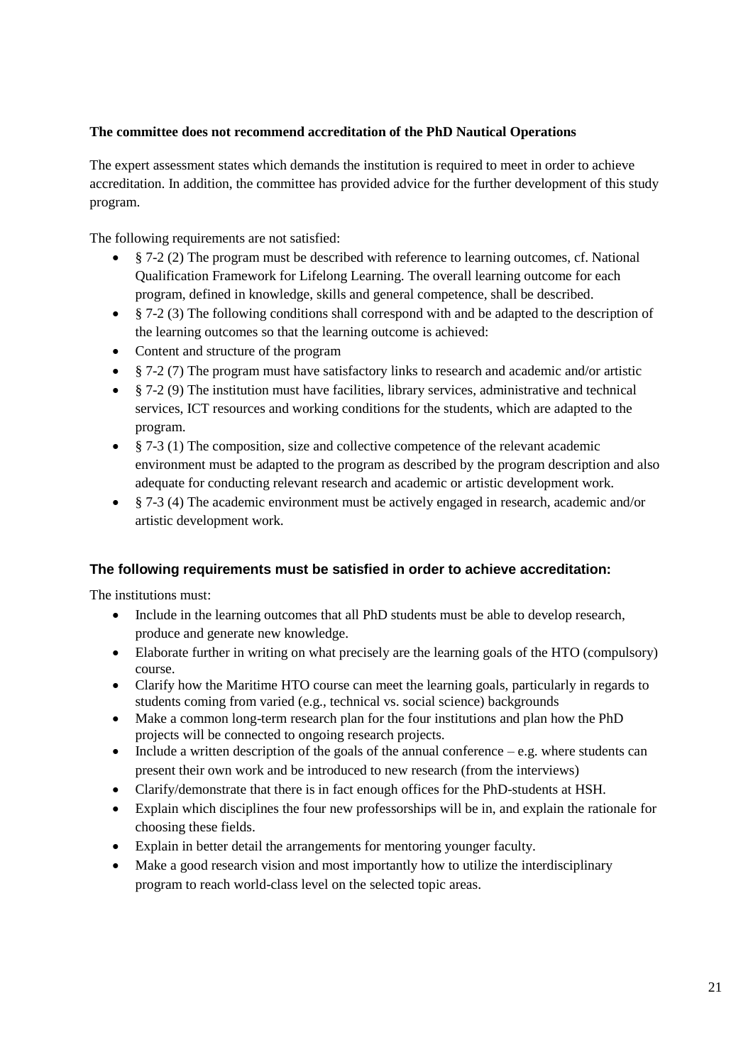**The committee does not recommend accreditation of the PhD Nautical Operations**

The expert assessment states which demands the institution is required to meet in order to achieve accreditation. In addition, the committee has provided advice for the further development of this study program.

The following requirements are not satisfied:

- § 7-2 (2) The program must be described with reference to learning outcomes, cf. National Qualification Framework for Lifelong Learning. The overall learning outcome for each program, defined in knowledge, skills and general competence, shall be described.
- § 7-2 (3) The following conditions shall correspond with and be adapted to the description of the learning outcomes so that the learning outcome is achieved:
- Content and structure of the program
- § 7-2 (7) The program must have satisfactory links to research and academic and/or artistic
- § 7-2 (9) The institution must have facilities, library services, administrative and technical services, ICT resources and working conditions for the students, which are adapted to the program.
- § 7-3 (1) The composition, size and collective competence of the relevant academic environment must be adapted to the program as described by the program description and also adequate for conducting relevant research and academic or artistic development work.
- § 7-3 (4) The academic environment must be actively engaged in research, academic and/or artistic development work.

### The following requirements must be satisfied in order to achieve accreditation:

The institutions must:

- Include in the learning outcomes that all PhD students must be able to develop research, produce and generate new knowledge.
- Elaborate further in writing on what precisely are the learning goals of the HTO (compulsory) course.
- Clarify how the Maritime HTO course can meet the learning goals, particularly in regards to students coming from varied (e.g., technical vs. social science) backgrounds
- Make a common long-term research plan for the four institutions and plan how the PhD projects will be connected to ongoing research projects.
- Include a written description of the goals of the annual conference – e.g. where students can present their own work and be introduced to new research (from the interviews)
- Clarify/demonstrate that there is in fact enough offices for the PhD-students at HSH.
- Explain which disciplines the four new professorships will be in, and explain the rationale for choosing these fields.
- Explain in better detail the arrangements for mentoring younger faculty.
- Make a good research vision and most importantly how to utilize the interdisciplinary program to reach world-class level on the selected topic areas.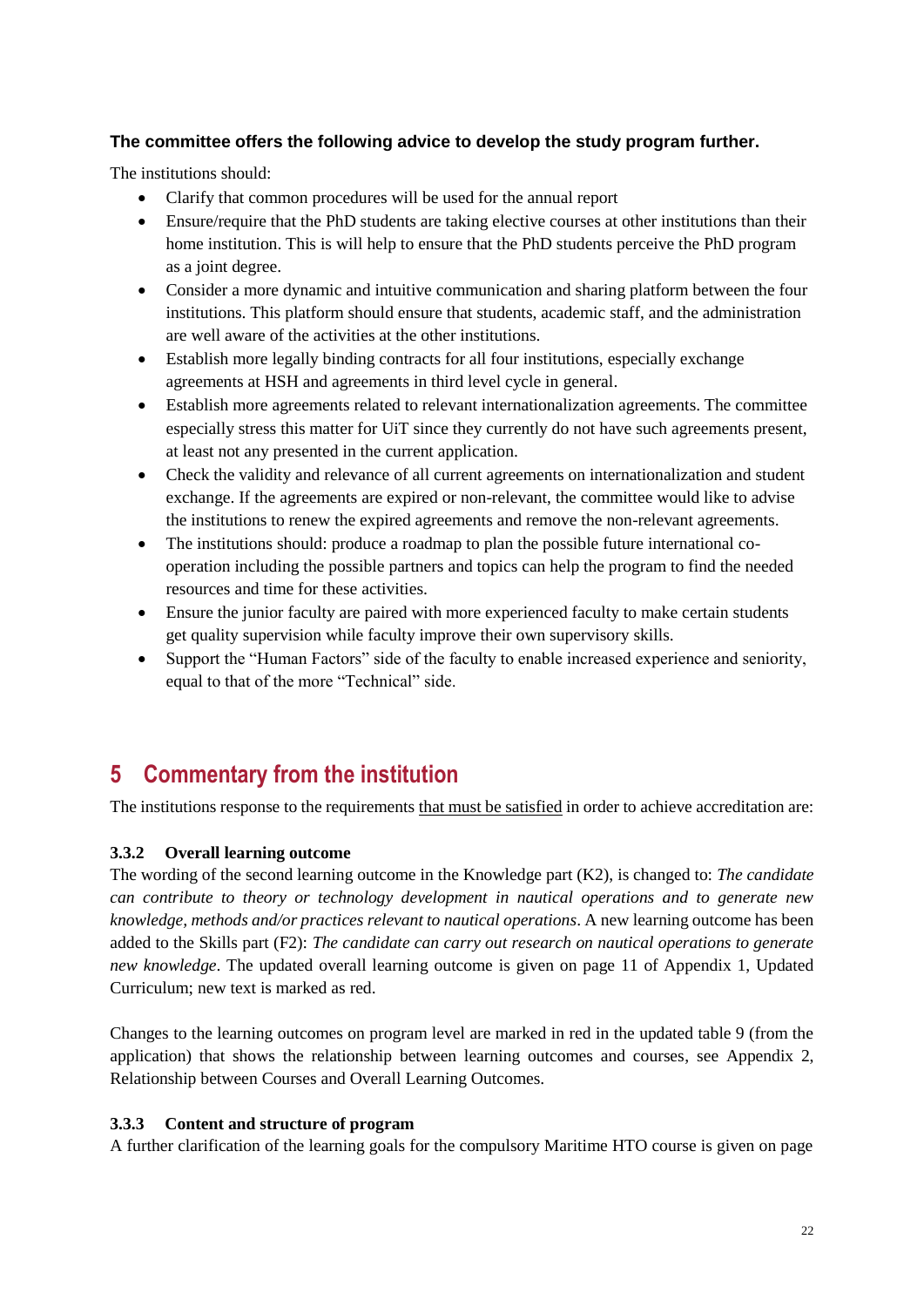**The committee offers the following advice to develop the study program further.**

The institutions should:

- Clarify that common procedures will be used for the annual report
- Ensure/require that the PhD students are taking elective courses at other institutions than their home institution. This is will help to ensure that the PhD students perceive the PhD program as a joint degree.
- Consider a more dynamic and intuitive communication and sharing platform between the four institutions. This platform should ensure that students, academic staff, and the administration are well aware of the activities at the other institutions.
- Establish more legally binding contracts for all four institutions, especially exchange agreements at HSH and agreements in third level cycle in general.
- Establish more agreements related to relevant internationalization agreements. The committee especially stress this matter for UiT since they currently do not have such agreements present, at least not any presented in the current application.
- Check the validity and relevance of all current agreements on internationalization and student exchange. If the agreements are expired or non-relevant, the committee would like to advise the institutions to renew the expired agreements and remove the non-relevant agreements.
- The institutions should: produce a roadmap to plan the possible future international co-operation including the possible partners and topics can help the program to find the needed resources and time for these activities.
- Ensure the junior faculty are paired with more experienced faculty to make certain students get quality supervision while faculty improve their own supervisory skills.
- Support the "Human Factors" side of the faculty to enable increased experience and seniority, equal to that of the more "Technical" side.

# 5 Commentary from the institution

The institutions response to the requirements <u>that must be satisfied</u> in order to achieve accreditation are:

### 3.3.2 Overall learning outcome

The wording of the second learning outcome in the Knowledge part (K2), is changed to: *The candidate can contribute to theory or technology development in nautical operations and to generate new knowledge, methods and/or practices relevant to nautical operations*. A new learning outcome has been added to the Skills part (F2): *The candidate can carry out research on nautical operations to generate new knowledge*. The updated overall learning outcome is given on page 11 of Appendix 1, Updated Curriculum; new text is marked as red.

Changes to the learning outcomes on program level are marked in red in the updated table 9 (from the application) that shows the relationship between learning outcomes and courses, see Appendix 2, Relationship between Courses and Overall Learning Outcomes.

### 3.3.3 Content and structure of program

A further clarification of the learning goals for the compulsory Maritime HTO course is given on page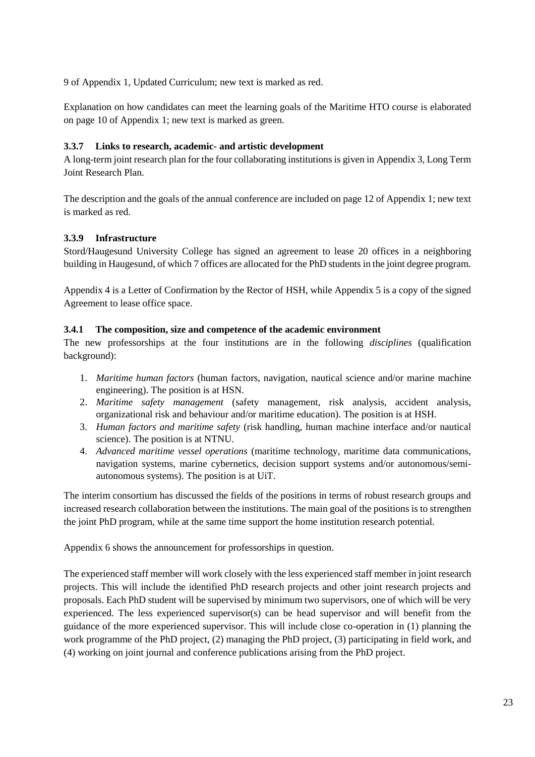9 of Appendix 1, Updated Curriculum; new text is marked as red.

Explanation on how candidates can meet the learning goals of the Maritime HTO course is elaborated on page 10 of Appendix 1; new text is marked as green.

### 3.3.7 Links to research, academic- and artistic development

A long-term joint research plan for the four collaborating institutions is given in Appendix 3, Long Term Joint Research Plan.

The description and the goals of the annual conference are included on page 12 of Appendix 1; new text is marked as red.

### 3.3.9 Infrastructure

Stord/Haugesund University College has signed an agreement to lease 20 offices in a neighboring building in Haugesund, of which 7 offices are allocated for the PhD students in the joint degree program.

Appendix 4 is a Letter of Confirmation by the Rector of HSH, while Appendix 5 is a copy of the signed Agreement to lease office space.

### 3.4.1 The composition, size and competence of the academic environment

The new professorships at the four institutions are in the following *disciplines* (qualification background):

1. *Maritime human factors* (human factors, navigation, nautical science and/or marine machine engineering). The position is at HSN.
2. *Maritime safety management* (safety management, risk analysis, accident analysis, organizational risk and behaviour and/or maritime education). The position is at HSH.
3. *Human factors and maritime safety* (risk handling, human machine interface and/or nautical science). The position is at NTNU.
4. *Advanced maritime vessel operations* (maritime technology, maritime data communications, navigation systems, marine cybernetics, decision support systems and/or autonomous/semi-autonomous systems). The position is at UiT.

The interim consortium has discussed the fields of the positions in terms of robust research groups and increased research collaboration between the institutions. The main goal of the positions is to strengthen the joint PhD program, while at the same time support the home institution research potential.

Appendix 6 shows the announcement for professorships in question.

The experienced staff member will work closely with the less experienced staff member in joint research projects. This will include the identified PhD research projects and other joint research projects and proposals. Each PhD student will be supervised by minimum two supervisors, one of which will be very experienced. The less experienced supervisor(s) can be head supervisor and will benefit from the guidance of the more experienced supervisor. This will include close co-operation in (1) planning the work programme of the PhD project, (2) managing the PhD project, (3) participating in field work, and (4) working on joint journal and conference publications arising from the PhD project.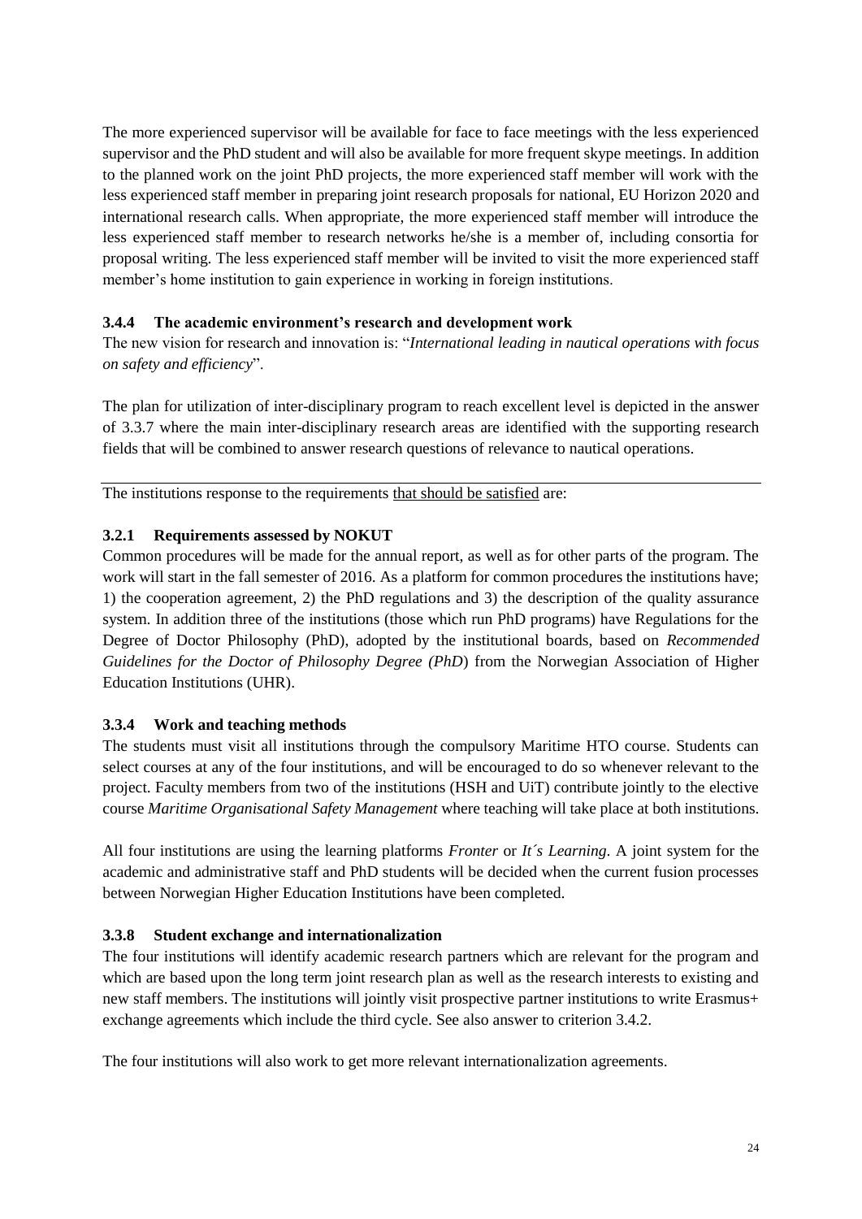The more experienced supervisor will be available for face to face meetings with the less experienced supervisor and the PhD student and will also be available for more frequent skype meetings. In addition to the planned work on the joint PhD projects, the more experienced staff member will work with the less experienced staff member in preparing joint research proposals for national, EU Horizon 2020 and international research calls. When appropriate, the more experienced staff member will introduce the less experienced staff member to research networks he/she is a member of, including consortia for proposal writing. The less experienced staff member will be invited to visit the more experienced staff member's home institution to gain experience in working in foreign institutions.

### 3.4.4 The academic environment's research and development work

The new vision for research and innovation is: "*International leading in nautical operations with focus on safety and efficiency*".

The plan for utilization of inter-disciplinary program to reach excellent level is depicted in the answer of 3.3.7 where the main inter-disciplinary research areas are identified with the supporting research fields that will be combined to answer research questions of relevance to nautical operations.

---

The institutions response to the requirements <u>that should be satisfied</u> are:

### 3.2.1 Requirements assessed by NOKUT

Common procedures will be made for the annual report, as well as for other parts of the program. The work will start in the fall semester of 2016. As a platform for common procedures the institutions have; 1) the cooperation agreement, 2) the PhD regulations and 3) the description of the quality assurance system. In addition three of the institutions (those which run PhD programs) have Regulations for the Degree of Doctor Philosophy (PhD), adopted by the institutional boards, based on *Recommended Guidelines for the Doctor of Philosophy Degree (PhD*) from the Norwegian Association of Higher Education Institutions (UHR).

### 3.3.4 Work and teaching methods

The students must visit all institutions through the compulsory Maritime HTO course. Students can select courses at any of the four institutions, and will be encouraged to do so whenever relevant to the project. Faculty members from two of the institutions (HSH and UiT) contribute jointly to the elective course *Maritime Organisational Safety Management* where teaching will take place at both institutions.

All four institutions are using the learning platforms *Fronter* or *It´s Learning*. A joint system for the academic and administrative staff and PhD students will be decided when the current fusion processes between Norwegian Higher Education Institutions have been completed.

### 3.3.8 Student exchange and internationalization

The four institutions will identify academic research partners which are relevant for the program and which are based upon the long term joint research plan as well as the research interests to existing and new staff members. The institutions will jointly visit prospective partner institutions to write Erasmus+ exchange agreements which include the third cycle. See also answer to criterion 3.4.2.

The four institutions will also work to get more relevant internationalization agreements.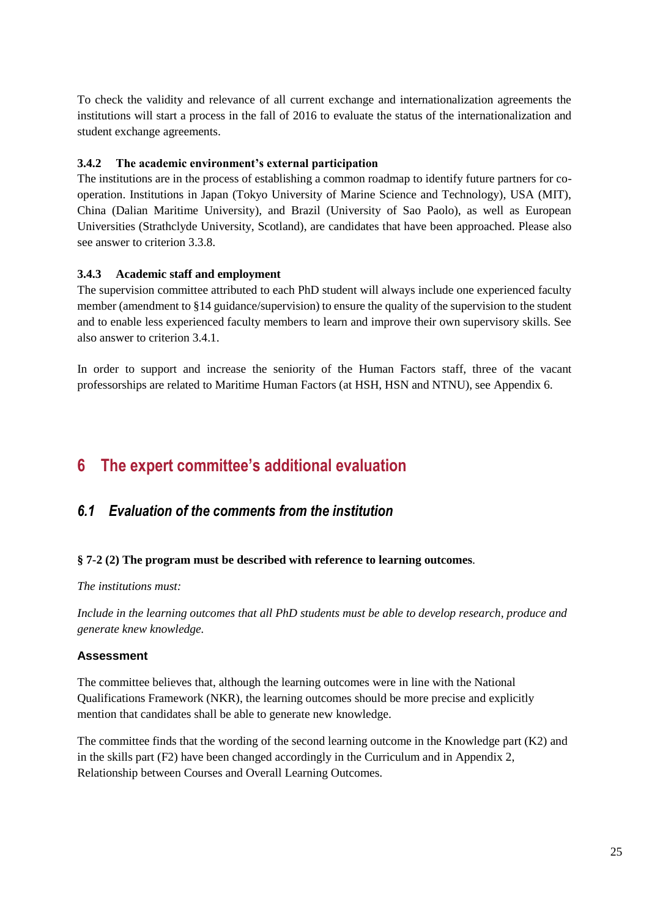To check the validity and relevance of all current exchange and internationalization agreements the institutions will start a process in the fall of 2016 to evaluate the status of the internationalization and student exchange agreements.

#### 3.4.2 The academic environment's external participation

The institutions are in the process of establishing a common roadmap to identify future partners for co-operation. Institutions in Japan (Tokyo University of Marine Science and Technology), USA (MIT), China (Dalian Maritime University), and Brazil (University of Sao Paolo), as well as European Universities (Strathclyde University, Scotland), are candidates that have been approached. Please also see answer to criterion 3.3.8.

#### 3.4.3 Academic staff and employment

The supervision committee attributed to each PhD student will always include one experienced faculty member (amendment to §14 guidance/supervision) to ensure the quality of the supervision to the student and to enable less experienced faculty members to learn and improve their own supervisory skills. See also answer to criterion 3.4.1.

In order to support and increase the seniority of the Human Factors staff, three of the vacant professorships are related to Maritime Human Factors (at HSH, HSN and NTNU), see Appendix 6.

# 6 The expert committee's additional evaluation

## *6.1 Evaluation of the comments from the institution*

**§ 7-2 (2) The program must be described with reference to learning outcomes**.

*The institutions must:*

*Include in the learning outcomes that all PhD students must be able to develop research, produce and generate knew knowledge.*

#### Assessment

The committee believes that, although the learning outcomes were in line with the National Qualifications Framework (NKR), the learning outcomes should be more precise and explicitly mention that candidates shall be able to generate new knowledge.

The committee finds that the wording of the second learning outcome in the Knowledge part (K2) and in the skills part (F2) have been changed accordingly in the Curriculum and in Appendix 2, Relationship between Courses and Overall Learning Outcomes.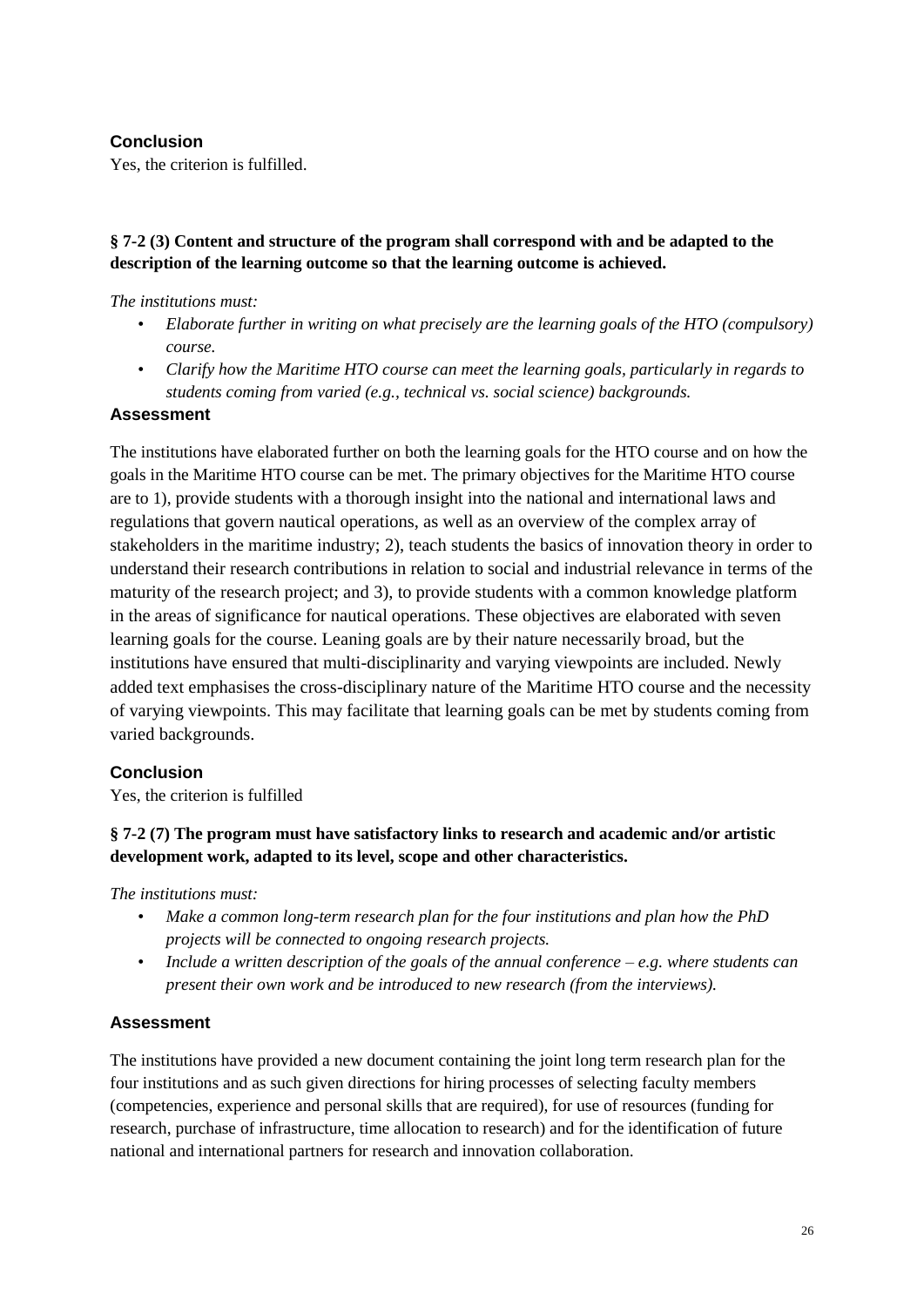### Conclusion

Yes, the criterion is fulfilled.

**§ 7-2 (3) Content and structure of the program shall correspond with and be adapted to the description of the learning outcome so that the learning outcome is achieved.**

*The institutions must:*

- *Elaborate further in writing on what precisely are the learning goals of the HTO (compulsory) course.*
- *Clarify how the Maritime HTO course can meet the learning goals, particularly in regards to students coming from varied (e.g., technical vs. social science) backgrounds.*

### Assessment

The institutions have elaborated further on both the learning goals for the HTO course and on how the goals in the Maritime HTO course can be met. The primary objectives for the Maritime HTO course are to 1), provide students with a thorough insight into the national and international laws and regulations that govern nautical operations, as well as an overview of the complex array of stakeholders in the maritime industry; 2), teach students the basics of innovation theory in order to understand their research contributions in relation to social and industrial relevance in terms of the maturity of the research project; and 3), to provide students with a common knowledge platform in the areas of significance for nautical operations. These objectives are elaborated with seven learning goals for the course. Leaning goals are by their nature necessarily broad, but the institutions have ensured that multi-disciplinarity and varying viewpoints are included. Newly added text emphasises the cross-disciplinary nature of the Maritime HTO course and the necessity of varying viewpoints. This may facilitate that learning goals can be met by students coming from varied backgrounds.

### Conclusion

Yes, the criterion is fulfilled

**§ 7-2 (7) The program must have satisfactory links to research and academic and/or artistic development work, adapted to its level, scope and other characteristics.**

*The institutions must:*

- *Make a common long-term research plan for the four institutions and plan how the PhD projects will be connected to ongoing research projects.*
- *Include a written description of the goals of the annual conference – e.g. where students can present their own work and be introduced to new research (from the interviews).*

### Assessment

The institutions have provided a new document containing the joint long term research plan for the four institutions and as such given directions for hiring processes of selecting faculty members (competencies, experience and personal skills that are required), for use of resources (funding for research, purchase of infrastructure, time allocation to research) and for the identification of future national and international partners for research and innovation collaboration.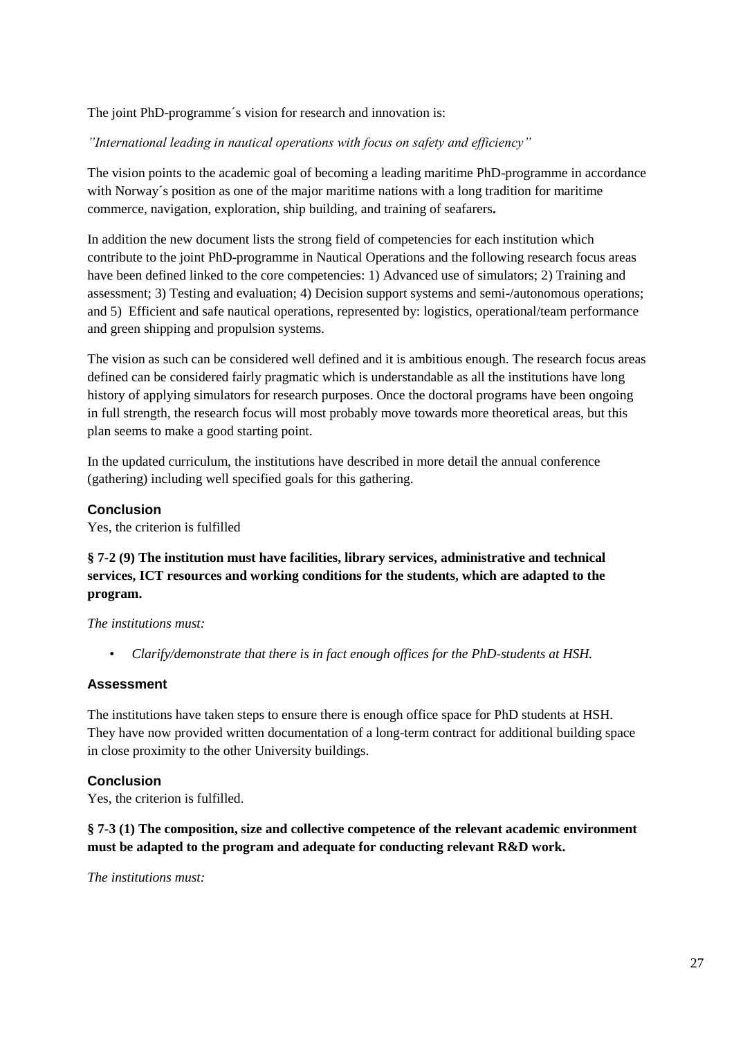The joint PhD-programme´s vision for research and innovation is:

*"International leading in nautical operations with focus on safety and efficiency"*

The vision points to the academic goal of becoming a leading maritime PhD-programme in accordance with Norway´s position as one of the major maritime nations with a long tradition for maritime commerce, navigation, exploration, ship building, and training of seafarers**.**

In addition the new document lists the strong field of competencies for each institution which contribute to the joint PhD-programme in Nautical Operations and the following research focus areas have been defined linked to the core competencies: 1) Advanced use of simulators; 2) Training and assessment; 3) Testing and evaluation; 4) Decision support systems and semi-/autonomous operations; and 5) Efficient and safe nautical operations, represented by: logistics, operational/team performance and green shipping and propulsion systems.

The vision as such can be considered well defined and it is ambitious enough. The research focus areas defined can be considered fairly pragmatic which is understandable as all the institutions have long history of applying simulators for research purposes. Once the doctoral programs have been ongoing in full strength, the research focus will most probably move towards more theoretical areas, but this plan seems to make a good starting point.

In the updated curriculum, the institutions have described in more detail the annual conference (gathering) including well specified goals for this gathering.

### Conclusion

Yes, the criterion is fulfilled

**§ 7-2 (9) The institution must have facilities, library services, administrative and technical services, ICT resources and working conditions for the students, which are adapted to the program.**

*The institutions must:*

- *Clarify/demonstrate that there is in fact enough offices for the PhD-students at HSH.*

### Assessment

The institutions have taken steps to ensure there is enough office space for PhD students at HSH. They have now provided written documentation of a long-term contract for additional building space in close proximity to the other University buildings.

### Conclusion

Yes, the criterion is fulfilled.

**§ 7-3 (1) The composition, size and collective competence of the relevant academic environment must be adapted to the program and adequate for conducting relevant R&D work.**

*The institutions must:*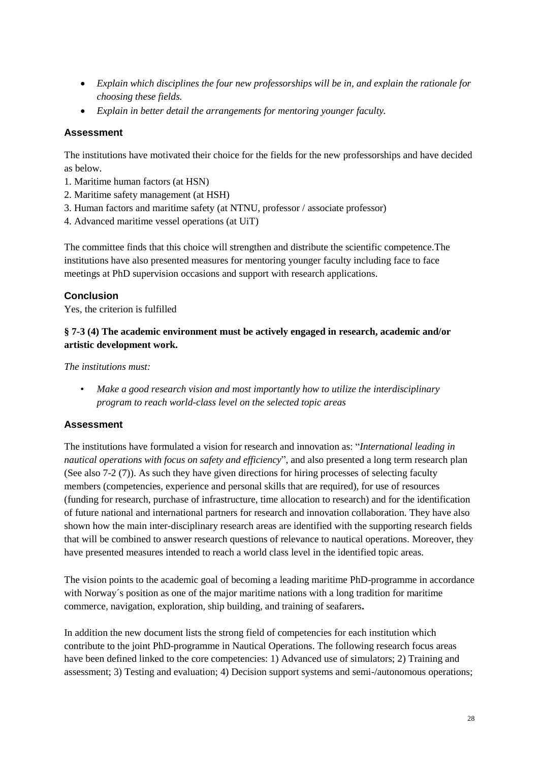- *Explain which disciplines the four new professorships will be in, and explain the rationale for choosing these fields.*
- *Explain in better detail the arrangements for mentoring younger faculty.*

### Assessment

The institutions have motivated their choice for the fields for the new professorships and have decided as below.

1. Maritime human factors (at HSN)
2. Maritime safety management (at HSH)
3. Human factors and maritime safety (at NTNU, professor / associate professor)
4. Advanced maritime vessel operations (at UiT)

The committee finds that this choice will strengthen and distribute the scientific competence.The institutions have also presented measures for mentoring younger faculty including face to face meetings at PhD supervision occasions and support with research applications.

### Conclusion

Yes, the criterion is fulfilled

**§ 7-3 (4) The academic environment must be actively engaged in research, academic and/or artistic development work.**

*The institutions must:*

- *Make a good research vision and most importantly how to utilize the interdisciplinary program to reach world-class level on the selected topic areas*

### Assessment

The institutions have formulated a vision for research and innovation as: "*International leading in nautical operations with focus on safety and efficiency*", and also presented a long term research plan (See also 7-2 (7)). As such they have given directions for hiring processes of selecting faculty members (competencies, experience and personal skills that are required), for use of resources (funding for research, purchase of infrastructure, time allocation to research) and for the identification of future national and international partners for research and innovation collaboration. They have also shown how the main inter-disciplinary research areas are identified with the supporting research fields that will be combined to answer research questions of relevance to nautical operations. Moreover, they have presented measures intended to reach a world class level in the identified topic areas.

The vision points to the academic goal of becoming a leading maritime PhD-programme in accordance with Norway´s position as one of the major maritime nations with a long tradition for maritime commerce, navigation, exploration, ship building, and training of seafarers**.**

In addition the new document lists the strong field of competencies for each institution which contribute to the joint PhD-programme in Nautical Operations. The following research focus areas have been defined linked to the core competencies: 1) Advanced use of simulators; 2) Training and assessment; 3) Testing and evaluation; 4) Decision support systems and semi-/autonomous operations;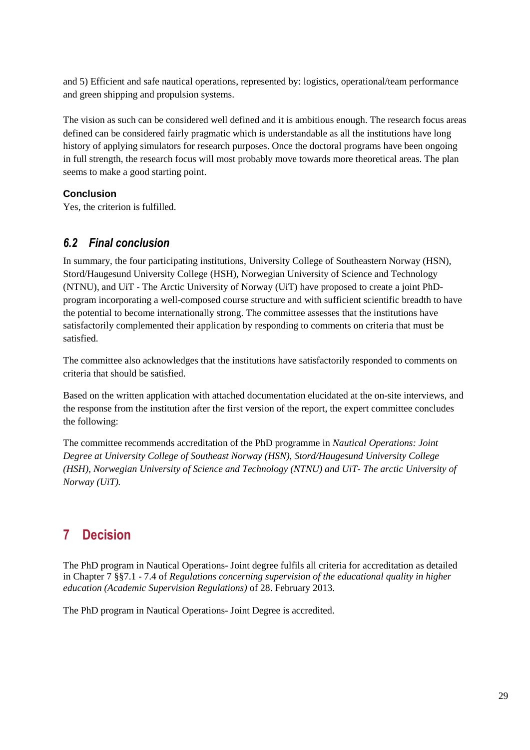and 5) Efficient and safe nautical operations, represented by: logistics, operational/team performance and green shipping and propulsion systems.

The vision as such can be considered well defined and it is ambitious enough. The research focus areas defined can be considered fairly pragmatic which is understandable as all the institutions have long history of applying simulators for research purposes. Once the doctoral programs have been ongoing in full strength, the research focus will most probably move towards more theoretical areas. The plan seems to make a good starting point.

**Conclusion**

Yes, the criterion is fulfilled.

## *6.2 Final conclusion*

In summary, the four participating institutions, University College of Southeastern Norway (HSN), Stord/Haugesund University College (HSH), Norwegian University of Science and Technology (NTNU), and UiT - The Arctic University of Norway (UiT) have proposed to create a joint PhD-program incorporating a well-composed course structure and with sufficient scientific breadth to have the potential to become internationally strong. The committee assesses that the institutions have satisfactorily complemented their application by responding to comments on criteria that must be satisfied.

The committee also acknowledges that the institutions have satisfactorily responded to comments on criteria that should be satisfied.

Based on the written application with attached documentation elucidated at the on-site interviews, and the response from the institution after the first version of the report, the expert committee concludes the following:

The committee recommends accreditation of the PhD programme in *Nautical Operations: Joint Degree at University College of Southeast Norway (HSN), Stord/Haugesund University College (HSH), Norwegian University of Science and Technology (NTNU) and UiT- The arctic University of Norway (UiT).*

# 7 Decision

The PhD program in Nautical Operations- Joint degree fulfils all criteria for accreditation as detailed in Chapter 7 §§7.1 - 7.4 of *Regulations concerning supervision of the educational quality in higher education (Academic Supervision Regulations)* of 28. February 2013.

The PhD program in Nautical Operations- Joint Degree is accredited.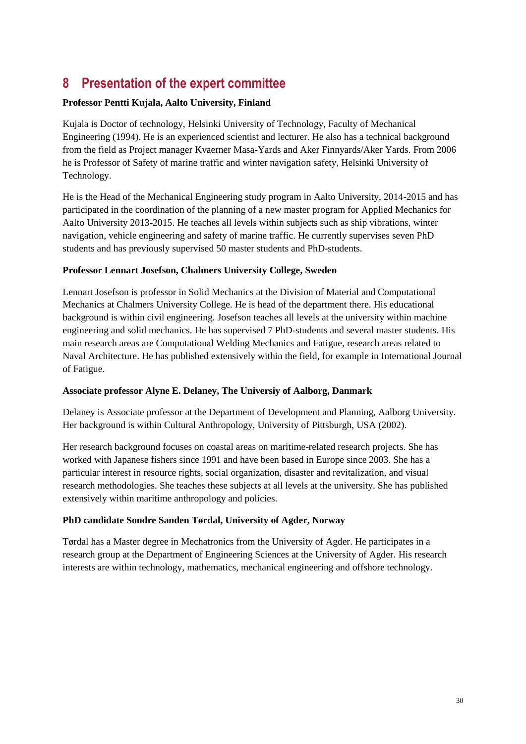# 8 Presentation of the expert committee

**Professor Pentti Kujala, Aalto University, Finland**

Kujala is Doctor of technology, Helsinki University of Technology, Faculty of Mechanical Engineering (1994). He is an experienced scientist and lecturer. He also has a technical background from the field as Project manager Kvaerner Masa-Yards and Aker Finnyards/Aker Yards. From 2006 he is Professor of Safety of marine traffic and winter navigation safety, Helsinki University of Technology.

He is the Head of the Mechanical Engineering study program in Aalto University, 2014-2015 and has participated in the coordination of the planning of a new master program for Applied Mechanics for Aalto University 2013-2015. He teaches all levels within subjects such as ship vibrations, winter navigation, vehicle engineering and safety of marine traffic. He currently supervises seven PhD students and has previously supervised 50 master students and PhD-students.

**Professor Lennart Josefson, Chalmers University College, Sweden**

Lennart Josefson is professor in Solid Mechanics at the Division of Material and Computational Mechanics at Chalmers University College. He is head of the department there. His educational background is within civil engineering. Josefson teaches all levels at the university within machine engineering and solid mechanics. He has supervised 7 PhD-students and several master students. His main research areas are Computational Welding Mechanics and Fatigue, research areas related to Naval Architecture. He has published extensively within the field, for example in International Journal of Fatigue.

**Associate professor Alyne E. Delaney, The Universiy of Aalborg, Danmark**

Delaney is Associate professor at the Department of Development and Planning, Aalborg University. Her background is within Cultural Anthropology, University of Pittsburgh, USA (2002).

Her research background focuses on coastal areas on maritime-related research projects. She has worked with Japanese fishers since 1991 and have been based in Europe since 2003. She has a particular interest in resource rights, social organization, disaster and revitalization, and visual research methodologies. She teaches these subjects at all levels at the university. She has published extensively within maritime anthropology and policies.

**PhD candidate Sondre Sanden Tørdal, University of Agder, Norway**

Tørdal has a Master degree in Mechatronics from the University of Agder. He participates in a research group at the Department of Engineering Sciences at the University of Agder. His research interests are within technology, mathematics, mechanical engineering and offshore technology.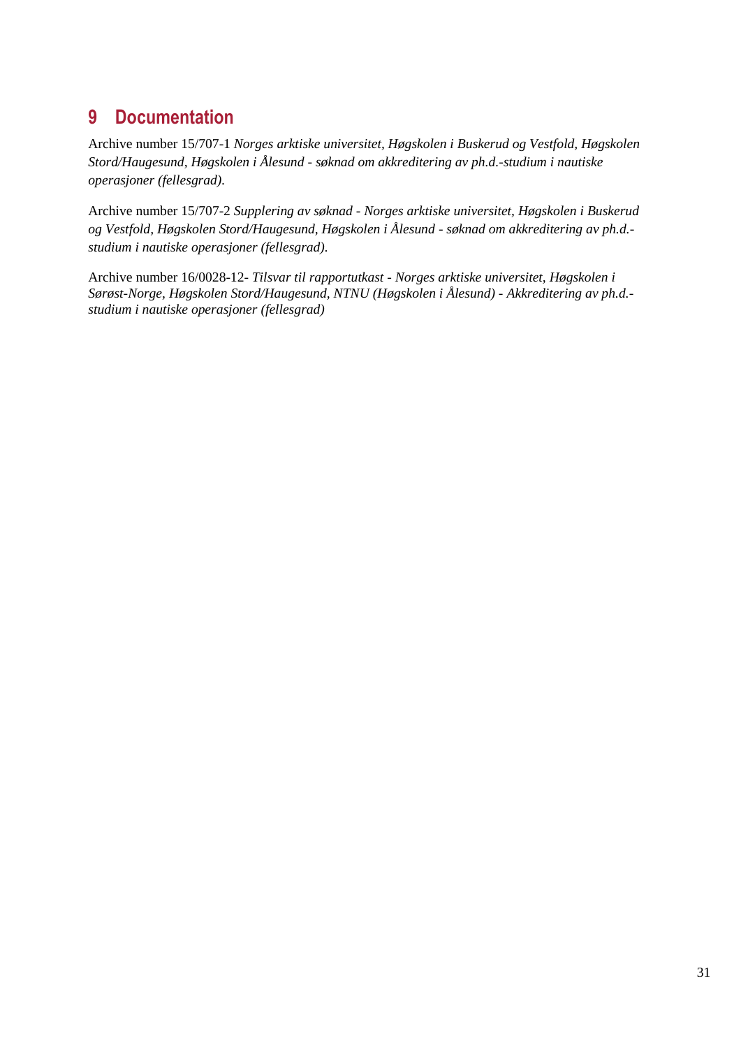# 9 Documentation

Archive number 15/707-1 *Norges arktiske universitet, Høgskolen i Buskerud og Vestfold, Høgskolen Stord/Haugesund, Høgskolen i Ålesund - søknad om akkreditering av ph.d.-studium i nautiske operasjoner (fellesgrad).*

Archive number 15/707-2 *Supplering av søknad - Norges arktiske universitet, Høgskolen i Buskerud og Vestfold, Høgskolen Stord/Haugesund, Høgskolen i Ålesund - søknad om akkreditering av ph.d.-studium i nautiske operasjoner (fellesgrad).*

Archive number 16/0028-12- *Tilsvar til rapportutkast - Norges arktiske universitet, Høgskolen i Sørøst-Norge, Høgskolen Stord/Haugesund, NTNU (Høgskolen i Ålesund) - Akkreditering av ph.d.-studium i nautiske operasjoner (fellesgrad)*